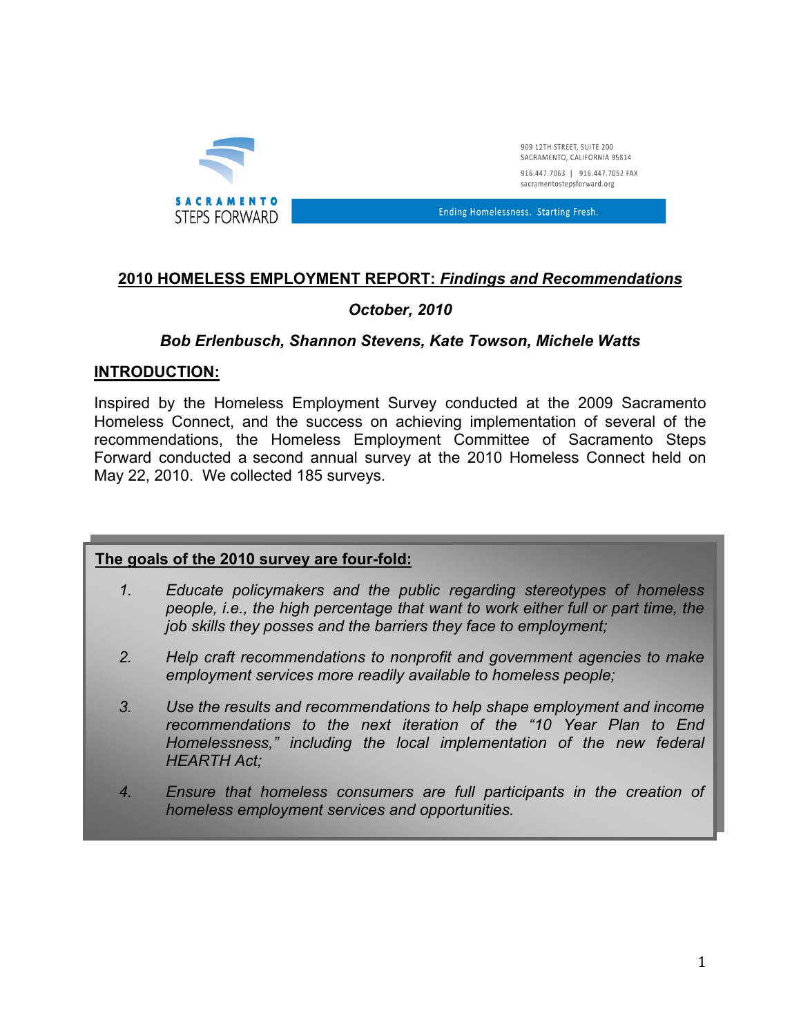SACRAMENTO STEPS FORWARD

909 12TH STREET, SUITE 200
SACRAMENTO, CALIFORNIA 95814
916.447.7063 | 916.447.7052 FAX
sacramentostepsforward.org

Ending Homelessness. Starting Fresh.

# 2010 HOMELESS EMPLOYMENT REPORT: *Findings and Recommendations*

***October, 2010***

***Bob Erlenbusch, Shannon Stevens, Kate Towson, Michele Watts***

## INTRODUCTION:

Inspired by the Homeless Employment Survey conducted at the 2009 Sacramento Homeless Connect, and the success on achieving implementation of several of the recommendations, the Homeless Employment Committee of Sacramento Steps Forward conducted a second annual survey at the 2010 Homeless Connect held on May 22, 2010. We collected 185 surveys.

**The goals of the 2010 survey are four-fold:**

1. *Educate policymakers and the public regarding stereotypes of homeless people, i.e., the high percentage that want to work either full or part time, the job skills they posses and the barriers they face to employment;*
2. *Help craft recommendations to nonprofit and government agencies to make employment services more readily available to homeless people;*
3. *Use the results and recommendations to help shape employment and income recommendations to the next iteration of the "10 Year Plan to End Homelessness," including the local implementation of the new federal HEARTH Act;*
4. *Ensure that homeless consumers are full participants in the creation of homeless employment services and opportunities.*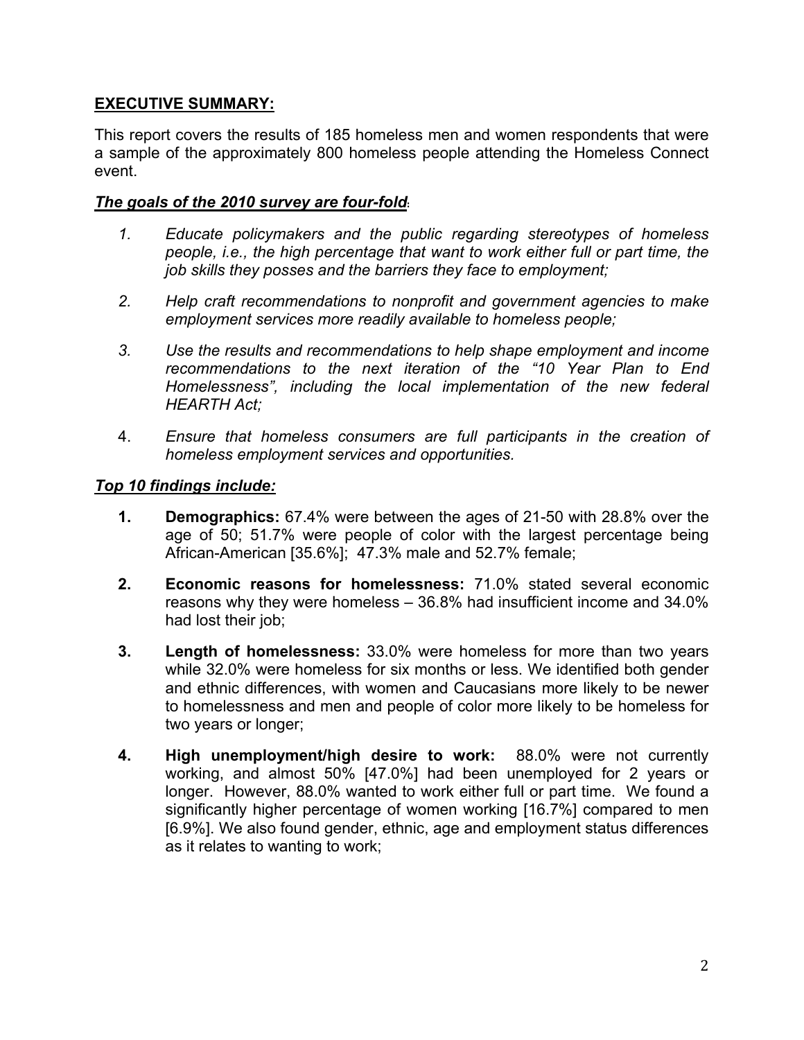## EXECUTIVE SUMMARY:

This report covers the results of 185 homeless men and women respondents that were a sample of the approximately 800 homeless people attending the Homeless Connect event.

***The goals of the 2010 survey are four-fold:***

1. *Educate policymakers and the public regarding stereotypes of homeless people, i.e., the high percentage that want to work either full or part time, the job skills they posses and the barriers they face to employment;*

2. *Help craft recommendations to nonprofit and government agencies to make employment services more readily available to homeless people;*

3. *Use the results and recommendations to help shape employment and income recommendations to the next iteration of the "10 Year Plan to End Homelessness", including the local implementation of the new federal HEARTH Act;*

4. *Ensure that homeless consumers are full participants in the creation of homeless employment services and opportunities.*

***Top 10 findings include:***

1. **Demographics:** 67.4% were between the ages of 21-50 with 28.8% over the age of 50; 51.7% were people of color with the largest percentage being African-American [35.6%]; 47.3% male and 52.7% female;

2. **Economic reasons for homelessness:** 71.0% stated several economic reasons why they were homeless – 36.8% had insufficient income and 34.0% had lost their job;

3. **Length of homelessness:** 33.0% were homeless for more than two years while 32.0% were homeless for six months or less. We identified both gender and ethnic differences, with women and Caucasians more likely to be newer to homelessness and men and people of color more likely to be homeless for two years or longer;

4. **High unemployment/high desire to work:** 88.0% were not currently working, and almost 50% [47.0%] had been unemployed for 2 years or longer. However, 88.0% wanted to work either full or part time. We found a significantly higher percentage of women working [16.7%] compared to men [6.9%]. We also found gender, ethnic, age and employment status differences as it relates to wanting to work;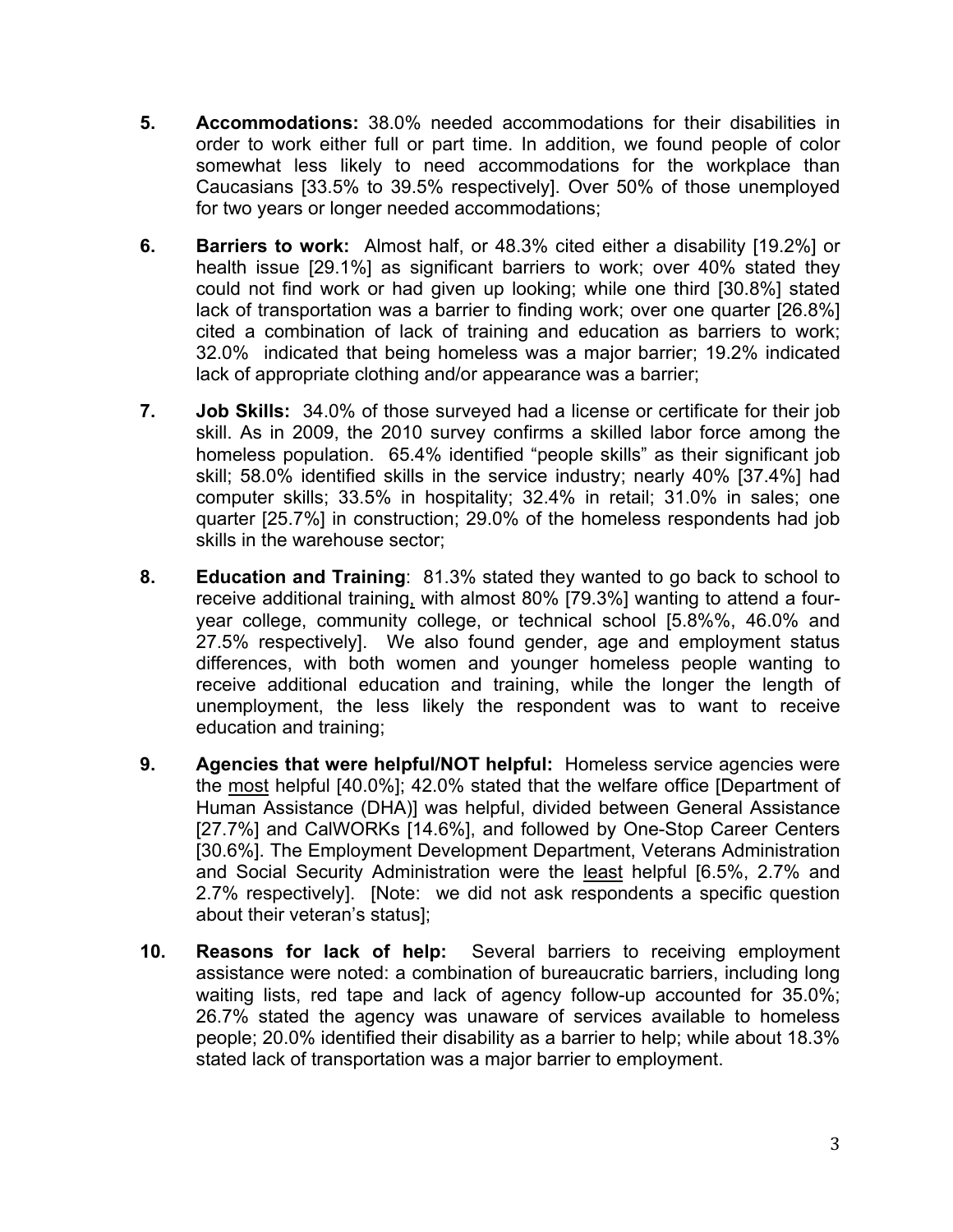5. **Accommodations:** 38.0% needed accommodations for their disabilities in order to work either full or part time. In addition, we found people of color somewhat less likely to need accommodations for the workplace than Caucasians [33.5% to 39.5% respectively]. Over 50% of those unemployed for two years or longer needed accommodations;

6. **Barriers to work:** Almost half, or 48.3% cited either a disability [19.2%] or health issue [29.1%] as significant barriers to work; over 40% stated they could not find work or had given up looking; while one third [30.8%] stated lack of transportation was a barrier to finding work; over one quarter [26.8%] cited a combination of lack of training and education as barriers to work; 32.0% indicated that being homeless was a major barrier; 19.2% indicated lack of appropriate clothing and/or appearance was a barrier;

7. **Job Skills:** 34.0% of those surveyed had a license or certificate for their job skill. As in 2009, the 2010 survey confirms a skilled labor force among the homeless population. 65.4% identified "people skills" as their significant job skill; 58.0% identified skills in the service industry; nearly 40% [37.4%] had computer skills; 33.5% in hospitality; 32.4% in retail; 31.0% in sales; one quarter [25.7%] in construction; 29.0% of the homeless respondents had job skills in the warehouse sector;

8. **Education and Training**: 81.3% stated they wanted to go back to school to receive additional training, with almost 80% [79.3%] wanting to attend a four-year college, community college, or technical school [5.8%%, 46.0% and 27.5% respectively]. We also found gender, age and employment status differences, with both women and younger homeless people wanting to receive additional education and training, while the longer the length of unemployment, the less likely the respondent was to want to receive education and training;

9. **Agencies that were helpful/NOT helpful:** Homeless service agencies were the most helpful [40.0%]; 42.0% stated that the welfare office [Department of Human Assistance (DHA)] was helpful, divided between General Assistance [27.7%] and CalWORKs [14.6%], and followed by One-Stop Career Centers [30.6%]. The Employment Development Department, Veterans Administration and Social Security Administration were the least helpful [6.5%, 2.7% and 2.7% respectively]. [Note: we did not ask respondents a specific question about their veteran's status];

10. **Reasons for lack of help:** Several barriers to receiving employment assistance were noted: a combination of bureaucratic barriers, including long waiting lists, red tape and lack of agency follow-up accounted for 35.0%; 26.7% stated the agency was unaware of services available to homeless people; 20.0% identified their disability as a barrier to help; while about 18.3% stated lack of transportation was a major barrier to employment.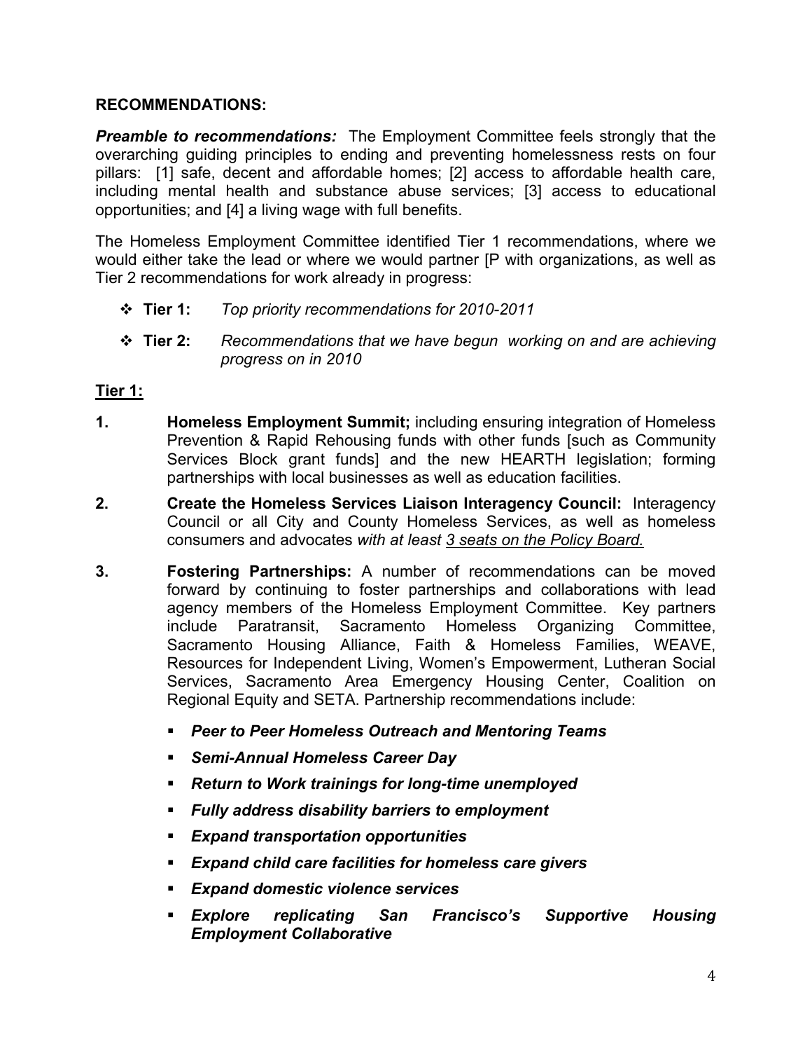**RECOMMENDATIONS:**

***Preamble to recommendations:*** The Employment Committee feels strongly that the overarching guiding principles to ending and preventing homelessness rests on four pillars: [1] safe, decent and affordable homes; [2] access to affordable health care, including mental health and substance abuse services; [3] access to educational opportunities; and [4] a living wage with full benefits.

The Homeless Employment Committee identified Tier 1 recommendations, where we would either take the lead or where we would partner [P with organizations, as well as Tier 2 recommendations for work already in progress:

- **Tier 1:** *Top priority recommendations for 2010-2011*
- **Tier 2:** *Recommendations that we have begun working on and are achieving progress on in 2010*

**<u>Tier 1:</u>**

1. **Homeless Employment Summit;** including ensuring integration of Homeless Prevention & Rapid Rehousing funds with other funds [such as Community Services Block grant funds] and the new HEARTH legislation; forming partnerships with local businesses as well as education facilities.
2. **Create the Homeless Services Liaison Interagency Council:** Interagency Council or all City and County Homeless Services, as well as homeless consumers and advocates *with at least <u>3 seats on the Policy Board.</u>*
3. **Fostering Partnerships:** A number of recommendations can be moved forward by continuing to foster partnerships and collaborations with lead agency members of the Homeless Employment Committee. Key partners include Paratransit, Sacramento Homeless Organizing Committee, Sacramento Housing Alliance, Faith & Homeless Families, WEAVE, Resources for Independent Living, Women's Empowerment, Lutheran Social Services, Sacramento Area Emergency Housing Center, Coalition on Regional Equity and SETA. Partnership recommendations include:
   - ***Peer to Peer Homeless Outreach and Mentoring Teams***
   - ***Semi-Annual Homeless Career Day***
   - ***Return to Work trainings for long-time unemployed***
   - ***Fully address disability barriers to employment***
   - ***Expand transportation opportunities***
   - ***Expand child care facilities for homeless care givers***
   - ***Expand domestic violence services***
   - ***Explore replicating San Francisco's Supportive Housing Employment Collaborative***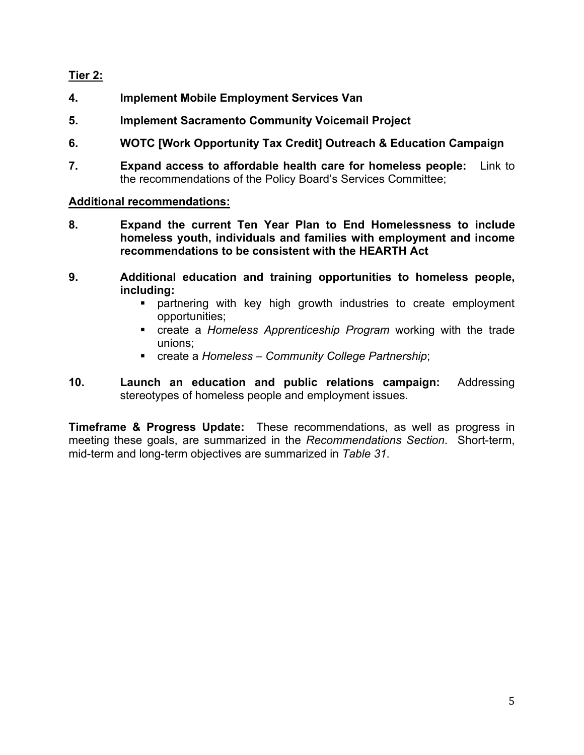**Tier 2:**

**4. Implement Mobile Employment Services Van**

**5. Implement Sacramento Community Voicemail Project**

**6. WOTC [Work Opportunity Tax Credit] Outreach & Education Campaign**

**7. Expand access to affordable health care for homeless people:** Link to the recommendations of the Policy Board's Services Committee;

**Additional recommendations:**

**8. Expand the current Ten Year Plan to End Homelessness to include homeless youth, individuals and families with employment and income recommendations to be consistent with the HEARTH Act**

**9. Additional education and training opportunities to homeless people, including:**

- partnering with key high growth industries to create employment opportunities;
- create a *Homeless Apprenticeship Program* working with the trade unions;
- create a *Homeless – Community College Partnership*;

**10. Launch an education and public relations campaign:** Addressing stereotypes of homeless people and employment issues.

**Timeframe & Progress Update:** These recommendations, as well as progress in meeting these goals, are summarized in the *Recommendations Section*. Short-term, mid-term and long-term objectives are summarized in *Table 31*.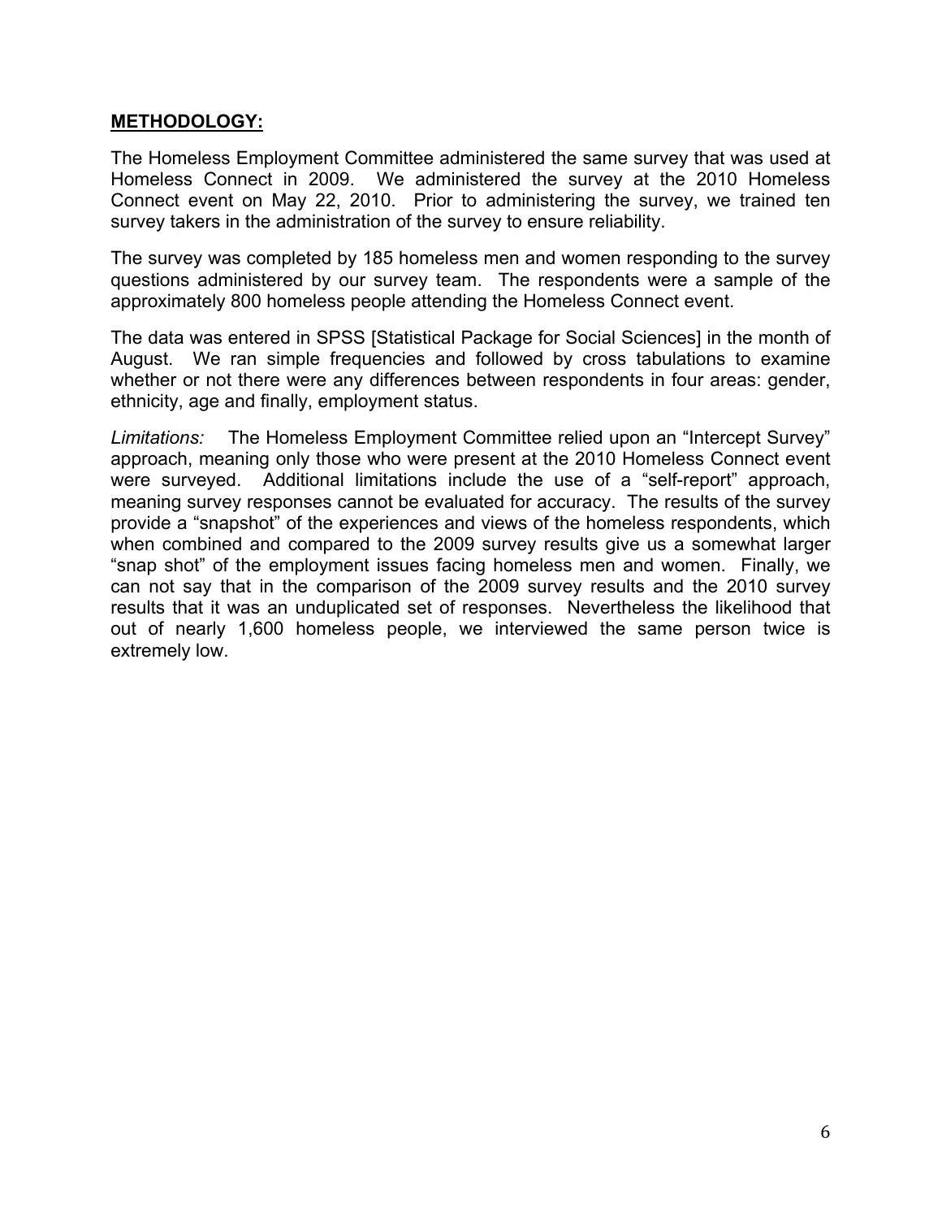## METHODOLOGY:

The Homeless Employment Committee administered the same survey that was used at Homeless Connect in 2009. We administered the survey at the 2010 Homeless Connect event on May 22, 2010. Prior to administering the survey, we trained ten survey takers in the administration of the survey to ensure reliability.

The survey was completed by 185 homeless men and women responding to the survey questions administered by our survey team. The respondents were a sample of the approximately 800 homeless people attending the Homeless Connect event.

The data was entered in SPSS [Statistical Package for Social Sciences] in the month of August. We ran simple frequencies and followed by cross tabulations to examine whether or not there were any differences between respondents in four areas: gender, ethnicity, age and finally, employment status.

*Limitations:* The Homeless Employment Committee relied upon an "Intercept Survey" approach, meaning only those who were present at the 2010 Homeless Connect event were surveyed. Additional limitations include the use of a "self-report" approach, meaning survey responses cannot be evaluated for accuracy. The results of the survey provide a "snapshot" of the experiences and views of the homeless respondents, which when combined and compared to the 2009 survey results give us a somewhat larger "snap shot" of the employment issues facing homeless men and women. Finally, we can not say that in the comparison of the 2009 survey results and the 2010 survey results that it was an unduplicated set of responses. Nevertheless the likelihood that out of nearly 1,600 homeless people, we interviewed the same person twice is extremely low.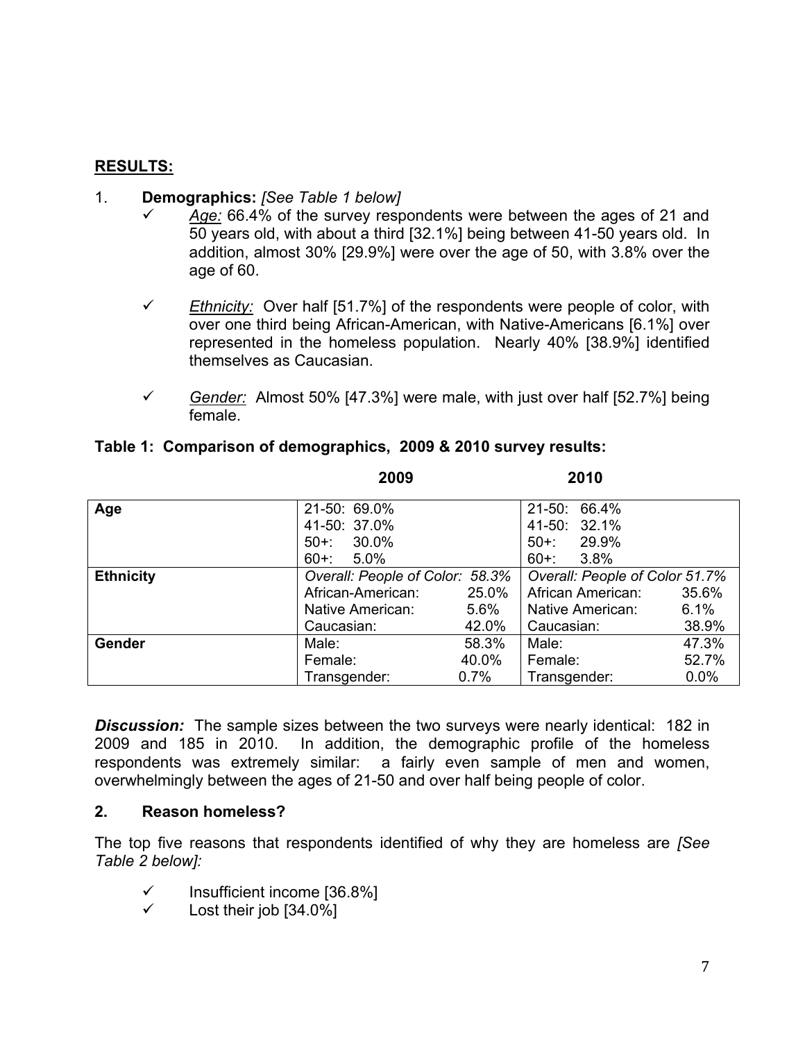**RESULTS:**

1. **Demographics:** *[See Table 1 below]*
   - ✓ *Age:* 66.4% of the survey respondents were between the ages of 21 and 50 years old, with about a third [32.1%] being between 41-50 years old. In addition, almost 30% [29.9%] were over the age of 50, with 3.8% over the age of 60.
   - ✓ *Ethnicity:* Over half [51.7%] of the respondents were people of color, with over one third being African-American, with Native-Americans [6.1%] over represented in the homeless population. Nearly 40% [38.9%] identified themselves as Caucasian.
   - ✓ *Gender:* Almost 50% [47.3%] were male, with just over half [52.7%] being female.

**Table 1: Comparison of demographics, 2009 & 2010 survey results:**

| | 2009 | 2010 |
|---|---|---|
| **Age** | 21-50: 69.0%<br>41-50: 37.0%<br>50+: 30.0%<br>60+: 5.0% | 21-50: 66.4%<br>41-50: 32.1%<br>50+: 29.9%<br>60+: 3.8% |
| **Ethnicity** | *Overall: People of Color: 58.3%*<br>African-American: 25.0%<br>Native American: 5.6%<br>Caucasian: 42.0% | *Overall: People of Color 51.7%*<br>African American: 35.6%<br>Native American: 6.1%<br>Caucasian: 38.9% |
| **Gender** | Male: 58.3%<br>Female: 40.0%<br>Transgender: 0.7% | Male: 47.3%<br>Female: 52.7%<br>Transgender: 0.0% |

***Discussion:*** The sample sizes between the two surveys were nearly identical: 182 in 2009 and 185 in 2010. In addition, the demographic profile of the homeless respondents was extremely similar: a fairly even sample of men and women, overwhelmingly between the ages of 21-50 and over half being people of color.

**2. Reason homeless?**

The top five reasons that respondents identified of why they are homeless are *[See Table 2 below]:*

- ✓ Insufficient income [36.8%]
- ✓ Lost their job [34.0%]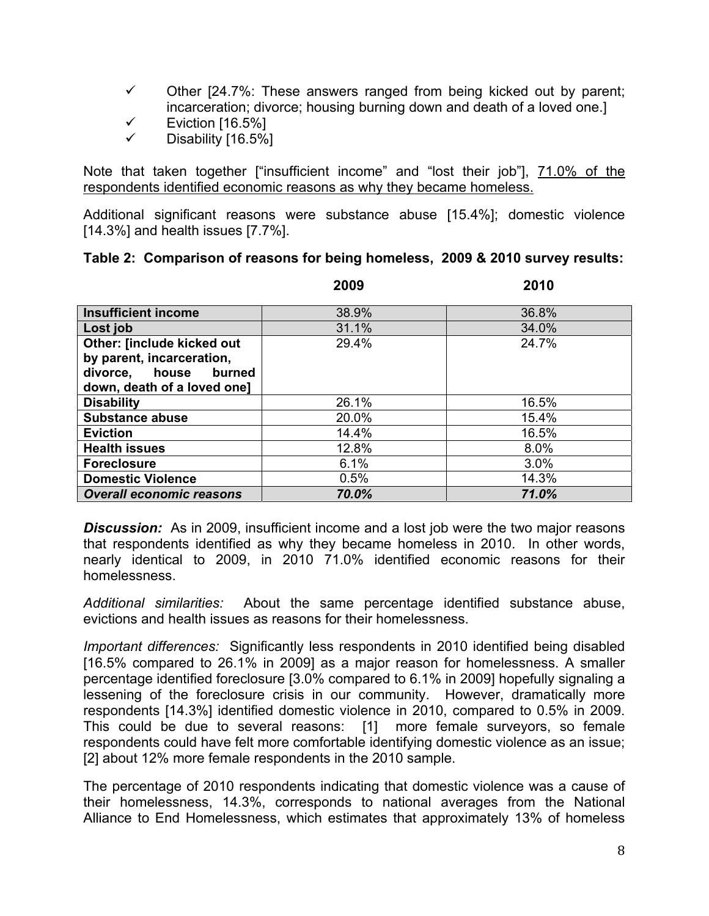- ✓ Other [24.7%: These answers ranged from being kicked out by parent; incarceration; divorce; housing burning down and death of a loved one.]
- ✓ Eviction [16.5%]
- ✓ Disability [16.5%]

Note that taken together ["insufficient income" and "lost their job"], <u>71.0% of the respondents identified economic reasons as why they became homeless.</u>

Additional significant reasons were substance abuse [15.4%]; domestic violence [14.3%] and health issues [7.7%].

**Table 2: Comparison of reasons for being homeless, 2009 & 2010 survey results:**

| | **2009** | **2010** |
|---|---|---|
| **Insufficient income** | 38.9% | 36.8% |
| **Lost job** | 31.1% | 34.0% |
| **Other: [include kicked out by parent, incarceration, divorce, house burned down, death of a loved one]** | 29.4% | 24.7% |
| **Disability** | 26.1% | 16.5% |
| **Substance abuse** | 20.0% | 15.4% |
| **Eviction** | 14.4% | 16.5% |
| **Health issues** | 12.8% | 8.0% |
| **Foreclosure** | 6.1% | 3.0% |
| **Domestic Violence** | 0.5% | 14.3% |
| ***Overall economic reasons*** | ***70.0%*** | ***71.0%*** |

***Discussion:*** As in 2009, insufficient income and a lost job were the two major reasons that respondents identified as why they became homeless in 2010. In other words, nearly identical to 2009, in 2010 71.0% identified economic reasons for their homelessness.

*Additional similarities:* About the same percentage identified substance abuse, evictions and health issues as reasons for their homelessness.

*Important differences:* Significantly less respondents in 2010 identified being disabled [16.5% compared to 26.1% in 2009] as a major reason for homelessness. A smaller percentage identified foreclosure [3.0% compared to 6.1% in 2009] hopefully signaling a lessening of the foreclosure crisis in our community. However, dramatically more respondents [14.3%] identified domestic violence in 2010, compared to 0.5% in 2009. This could be due to several reasons: [1] more female surveyors, so female respondents could have felt more comfortable identifying domestic violence as an issue; [2] about 12% more female respondents in the 2010 sample.

The percentage of 2010 respondents indicating that domestic violence was a cause of their homelessness, 14.3%, corresponds to national averages from the National Alliance to End Homelessness, which estimates that approximately 13% of homeless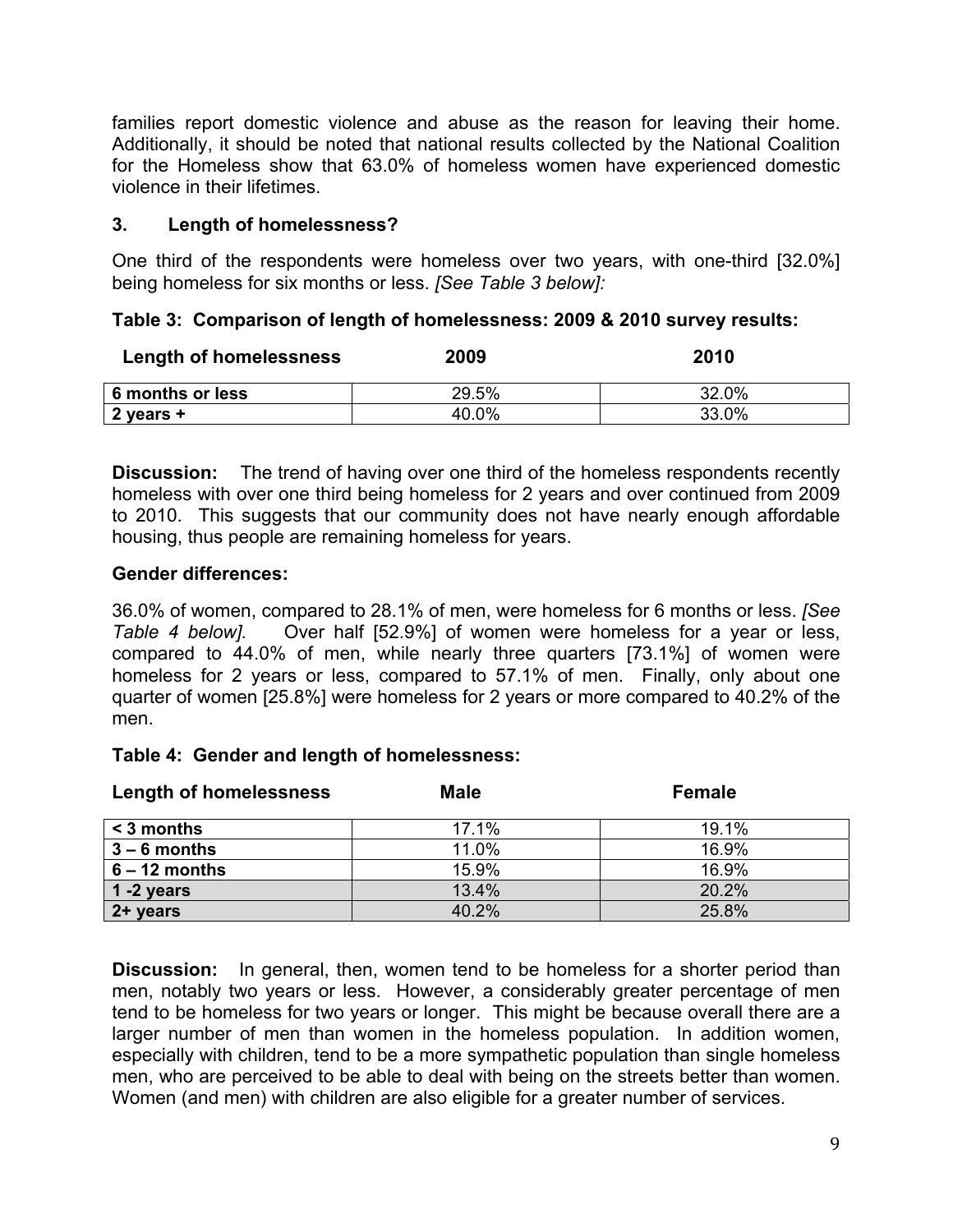families report domestic violence and abuse as the reason for leaving their home. Additionally, it should be noted that national results collected by the National Coalition for the Homeless show that 63.0% of homeless women have experienced domestic violence in their lifetimes.

### 3. Length of homelessness?

One third of the respondents were homeless over two years, with one-third [32.0%] being homeless for six months or less. *[See Table 3 below]:*

**Table 3: Comparison of length of homelessness: 2009 & 2010 survey results:**

| Length of homelessness | 2009 | 2010 |
|---|---|---|
| 6 months or less | 29.5% | 32.0% |
| 2 years + | 40.0% | 33.0% |

**Discussion:** The trend of having over one third of the homeless respondents recently homeless with over one third being homeless for 2 years and over continued from 2009 to 2010. This suggests that our community does not have nearly enough affordable housing, thus people are remaining homeless for years.

**Gender differences:**

36.0% of women, compared to 28.1% of men, were homeless for 6 months or less. *[See Table 4 below].* Over half [52.9%] of women were homeless for a year or less, compared to 44.0% of men, while nearly three quarters [73.1%] of women were homeless for 2 years or less, compared to 57.1% of men. Finally, only about one quarter of women [25.8%] were homeless for 2 years or more compared to 40.2% of the men.

**Table 4: Gender and length of homelessness:**

| Length of homelessness | Male | Female |
|---|---|---|
| < 3 months | 17.1% | 19.1% |
| 3 – 6 months | 11.0% | 16.9% |
| 6 – 12 months | 15.9% | 16.9% |
| 1 -2 years | 13.4% | 20.2% |
| 2+ years | 40.2% | 25.8% |

**Discussion:** In general, then, women tend to be homeless for a shorter period than men, notably two years or less. However, a considerably greater percentage of men tend to be homeless for two years or longer. This might be because overall there are a larger number of men than women in the homeless population. In addition women, especially with children, tend to be a more sympathetic population than single homeless men, who are perceived to be able to deal with being on the streets better than women. Women (and men) with children are also eligible for a greater number of services.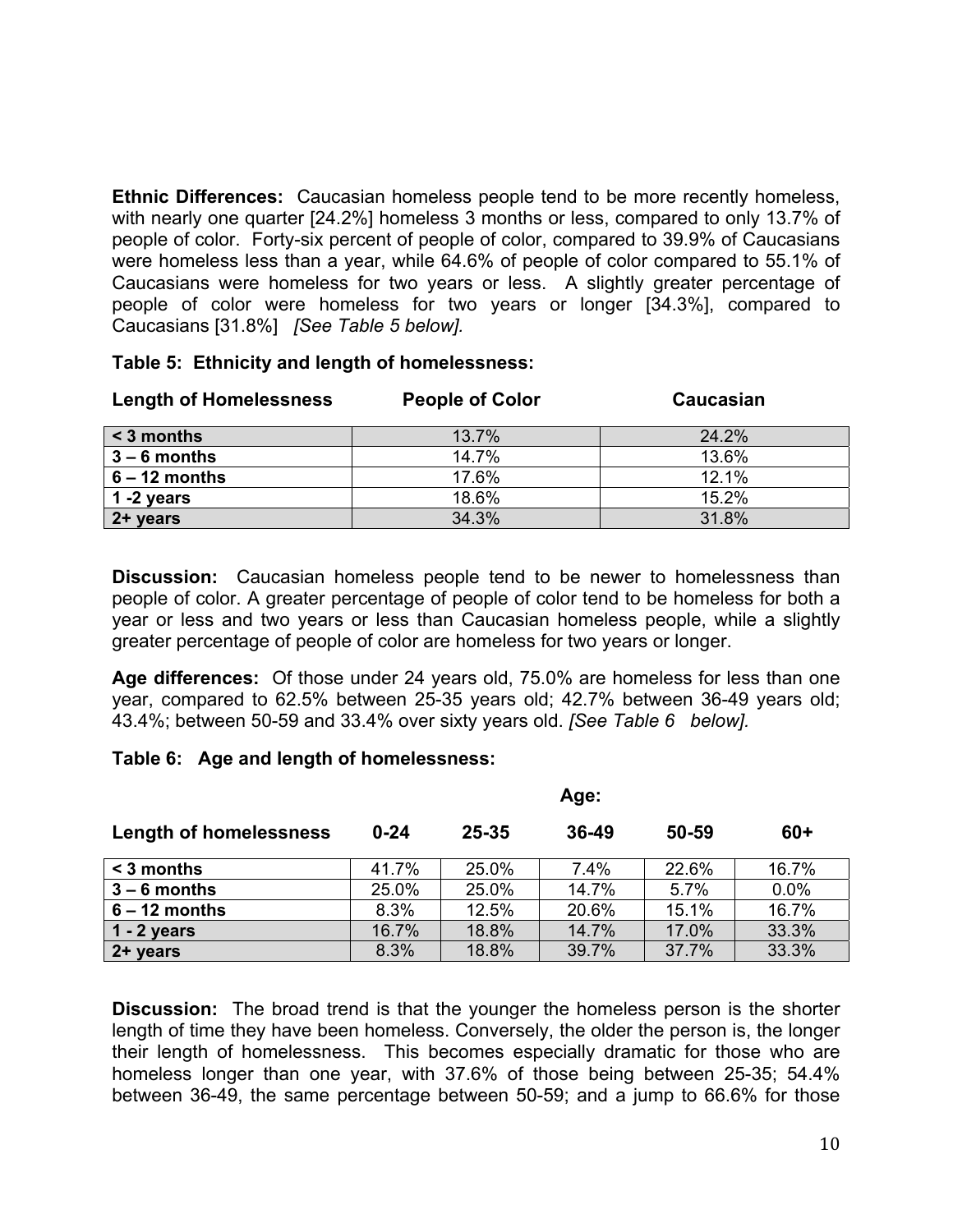**Ethnic Differences:** Caucasian homeless people tend to be more recently homeless, with nearly one quarter [24.2%] homeless 3 months or less, compared to only 13.7% of people of color. Forty-six percent of people of color, compared to 39.9% of Caucasians were homeless less than a year, while 64.6% of people of color compared to 55.1% of Caucasians were homeless for two years or less. A slightly greater percentage of people of color were homeless for two years or longer [34.3%], compared to Caucasians [31.8%] *[See Table 5 below].*

**Table 5: Ethnicity and length of homelessness:**

| Length of Homelessness | People of Color | Caucasian |
|---|---|---|
| < 3 months | 13.7% | 24.2% |
| 3 – 6 months | 14.7% | 13.6% |
| 6 – 12 months | 17.6% | 12.1% |
| 1 -2 years | 18.6% | 15.2% |
| 2+ years | 34.3% | 31.8% |

**Discussion:** Caucasian homeless people tend to be newer to homelessness than people of color. A greater percentage of people of color tend to be homeless for both a year or less and two years or less than Caucasian homeless people, while a slightly greater percentage of people of color are homeless for two years or longer.

**Age differences:** Of those under 24 years old, 75.0% are homeless for less than one year, compared to 62.5% between 25-35 years old; 42.7% between 36-49 years old; 43.4%; between 50-59 and 33.4% over sixty years old. *[See Table 6 below].*

**Table 6: Age and length of homelessness:**

| | Age: | | | | |
|---|---|---|---|---|---|
| **Length of homelessness** | **0-24** | **25-35** | **36-49** | **50-59** | **60+** |
| < 3 months | 41.7% | 25.0% | 7.4% | 22.6% | 16.7% |
| 3 – 6 months | 25.0% | 25.0% | 14.7% | 5.7% | 0.0% |
| 6 – 12 months | 8.3% | 12.5% | 20.6% | 15.1% | 16.7% |
| 1 - 2 years | 16.7% | 18.8% | 14.7% | 17.0% | 33.3% |
| 2+ years | 8.3% | 18.8% | 39.7% | 37.7% | 33.3% |

**Discussion:** The broad trend is that the younger the homeless person is the shorter length of time they have been homeless. Conversely, the older the person is, the longer their length of homelessness. This becomes especially dramatic for those who are homeless longer than one year, with 37.6% of those being between 25-35; 54.4% between 36-49, the same percentage between 50-59; and a jump to 66.6% for those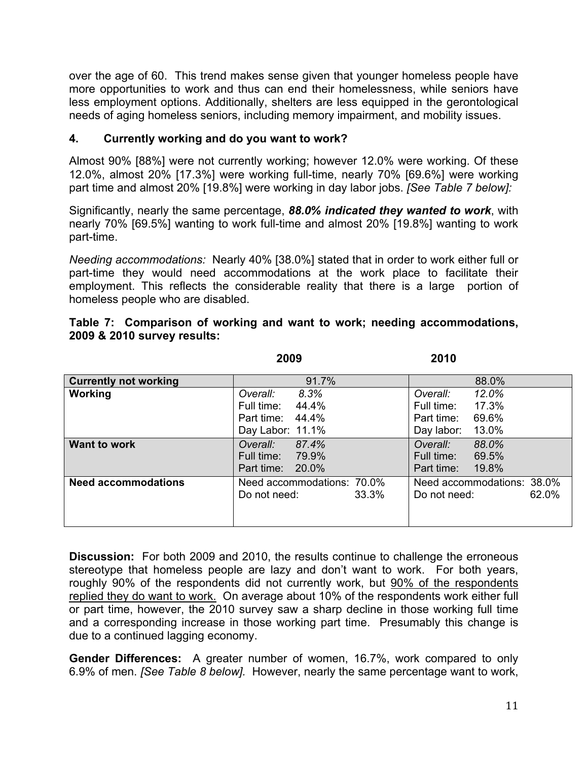over the age of 60. This trend makes sense given that younger homeless people have more opportunities to work and thus can end their homelessness, while seniors have less employment options. Additionally, shelters are less equipped in the gerontological needs of aging homeless seniors, including memory impairment, and mobility issues.

## 4. Currently working and do you want to work?

Almost 90% [88%] were not currently working; however 12.0% were working. Of these 12.0%, almost 20% [17.3%] were working full-time, nearly 70% [69.6%] were working part time and almost 20% [19.8%] were working in day labor jobs. *[See Table 7 below]:*

Significantly, nearly the same percentage, ***88.0% indicated they wanted to work***, with nearly 70% [69.5%] wanting to work full-time and almost 20% [19.8%] wanting to work part-time.

*Needing accommodations:* Nearly 40% [38.0%] stated that in order to work either full or part-time they would need accommodations at the work place to facilitate their employment. This reflects the considerable reality that there is a large portion of homeless people who are disabled.

**Table 7: Comparison of working and want to work; needing accommodations, 2009 & 2010 survey results:**

| | 2009 | 2010 |
|---|---|---|
| **Currently not working** | 91.7% | 88.0% |
| **Working** | *Overall:* *8.3%*<br>Full time: 44.4%<br>Part time: 44.4%<br>Day Labor: 11.1% | *Overall:* *12.0%*<br>Full time: 17.3%<br>Part time: 69.6%<br>Day labor: 13.0% |
| **Want to work** | *Overall:* *87.4%*<br>Full time: 79.9%<br>Part time: 20.0% | *Overall:* *88.0%*<br>Full time: 69.5%<br>Part time: 19.8% |
| **Need accommodations** | Need accommodations: 70.0%<br>Do not need: 33.3% | Need accommodations: 38.0%<br>Do not need: 62.0% |

**Discussion:** For both 2009 and 2010, the results continue to challenge the erroneous stereotype that homeless people are lazy and don't want to work. For both years, roughly 90% of the respondents did not currently work, but <u>90% of the respondents replied they do want to work.</u> On average about 10% of the respondents work either full or part time, however, the 2010 survey saw a sharp decline in those working full time and a corresponding increase in those working part time. Presumably this change is due to a continued lagging economy.

**Gender Differences:** A greater number of women, 16.7%, work compared to only 6.9% of men. *[See Table 8 below].* However, nearly the same percentage want to work,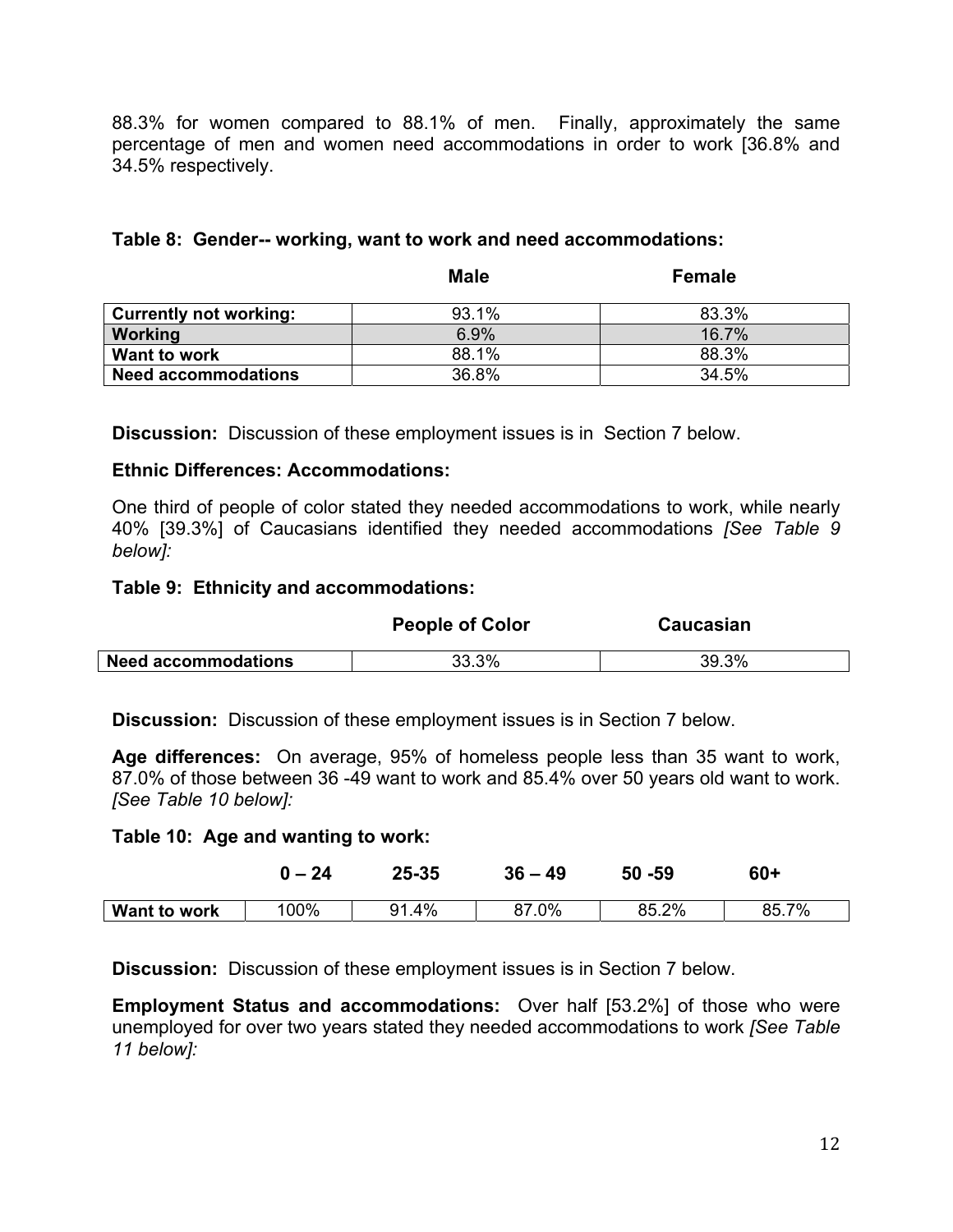88.3% for women compared to 88.1% of men. Finally, approximately the same percentage of men and women need accommodations in order to work [36.8% and 34.5% respectively.

**Table 8: Gender-- working, want to work and need accommodations:**

| | **Male** | **Female** |
|---|---|---|
| **Currently not working:** | 93.1% | 83.3% |
| **Working** | 6.9% | 16.7% |
| **Want to work** | 88.1% | 88.3% |
| **Need accommodations** | 36.8% | 34.5% |

**Discussion:** Discussion of these employment issues is in Section 7 below.

**Ethnic Differences: Accommodations:**

One third of people of color stated they needed accommodations to work, while nearly 40% [39.3%] of Caucasians identified they needed accommodations *[See Table 9 below]:*

**Table 9: Ethnicity and accommodations:**

| | **People of Color** | **Caucasian** |
|---|---|---|
| **Need accommodations** | 33.3% | 39.3% |

**Discussion:** Discussion of these employment issues is in Section 7 below.

**Age differences:** On average, 95% of homeless people less than 35 want to work, 87.0% of those between 36 -49 want to work and 85.4% over 50 years old want to work. *[See Table 10 below]:*

**Table 10: Age and wanting to work:**

| | **0 – 24** | **25-35** | **36 – 49** | **50 -59** | **60+** |
|---|---|---|---|---|---|
| **Want to work** | 100% | 91.4% | 87.0% | 85.2% | 85.7% |

**Discussion:** Discussion of these employment issues is in Section 7 below.

**Employment Status and accommodations:** Over half [53.2%] of those who were unemployed for over two years stated they needed accommodations to work *[See Table 11 below]:*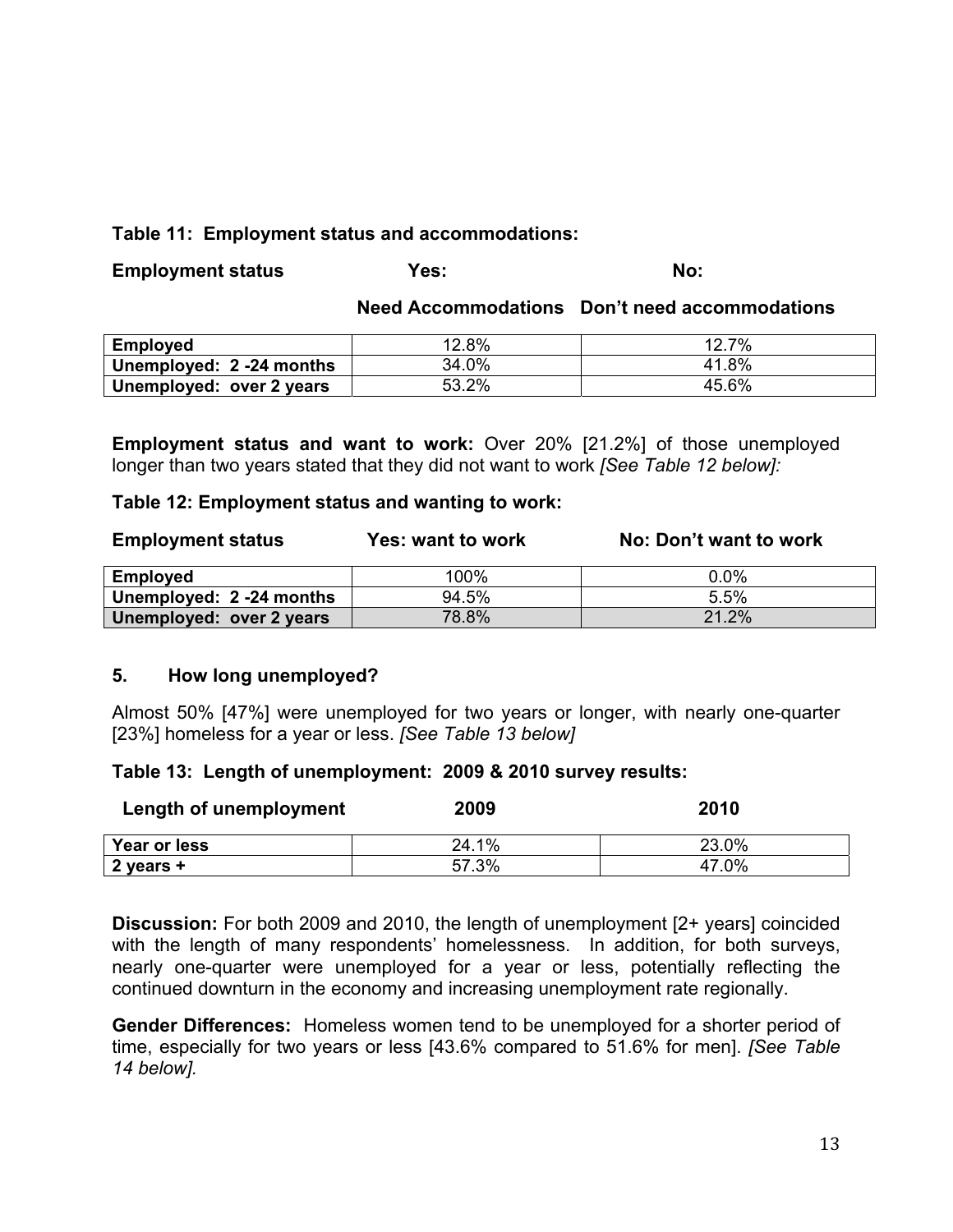**Table 11: Employment status and accommodations:**

| Employment status | Yes: Need Accommodations | No: Don't need accommodations |
|---|---|---|
| **Employed** | 12.8% | 12.7% |
| **Unemployed: 2 -24 months** | 34.0% | 41.8% |
| **Unemployed: over 2 years** | 53.2% | 45.6% |

**Employment status and want to work:** Over 20% [21.2%] of those unemployed longer than two years stated that they did not want to work *[See Table 12 below]:*

**Table 12: Employment status and wanting to work:**

| Employment status | Yes: want to work | No: Don't want to work |
|---|---|---|
| **Employed** | 100% | 0.0% |
| **Unemployed: 2 -24 months** | 94.5% | 5.5% |
| **Unemployed: over 2 years** | 78.8% | 21.2% |

### 5. How long unemployed?

Almost 50% [47%] were unemployed for two years or longer, with nearly one-quarter [23%] homeless for a year or less. *[See Table 13 below]*

**Table 13: Length of unemployment: 2009 & 2010 survey results:**

| Length of unemployment | 2009 | 2010 |
|---|---|---|
| **Year or less** | 24.1% | 23.0% |
| **2 years +** | 57.3% | 47.0% |

**Discussion:** For both 2009 and 2010, the length of unemployment [2+ years] coincided with the length of many respondents' homelessness. In addition, for both surveys, nearly one-quarter were unemployed for a year or less, potentially reflecting the continued downturn in the economy and increasing unemployment rate regionally.

**Gender Differences:** Homeless women tend to be unemployed for a shorter period of time, especially for two years or less [43.6% compared to 51.6% for men]. *[See Table 14 below].*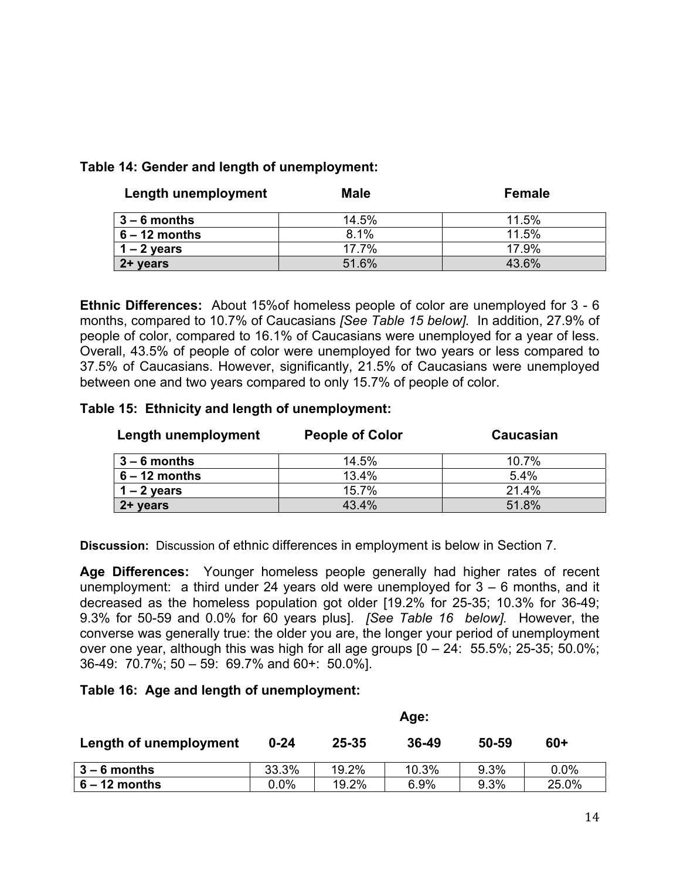**Table 14: Gender and length of unemployment:**

| Length unemployment | Male | Female |
|---|---|---|
| 3 – 6 months | 14.5% | 11.5% |
| 6 – 12 months | 8.1% | 11.5% |
| 1 – 2 years | 17.7% | 17.9% |
| 2+ years | 51.6% | 43.6% |

**Ethnic Differences:** About 15%of homeless people of color are unemployed for 3 - 6 months, compared to 10.7% of Caucasians *[See Table 15 below].* In addition, 27.9% of people of color, compared to 16.1% of Caucasians were unemployed for a year of less. Overall, 43.5% of people of color were unemployed for two years or less compared to 37.5% of Caucasians. However, significantly, 21.5% of Caucasians were unemployed between one and two years compared to only 15.7% of people of color.

**Table 15: Ethnicity and length of unemployment:**

| Length unemployment | People of Color | Caucasian |
|---|---|---|
| 3 – 6 months | 14.5% | 10.7% |
| 6 – 12 months | 13.4% | 5.4% |
| 1 – 2 years | 15.7% | 21.4% |
| 2+ years | 43.4% | 51.8% |

**Discussion:** Discussion of ethnic differences in employment is below in Section 7.

**Age Differences:** Younger homeless people generally had higher rates of recent unemployment: a third under 24 years old were unemployed for 3 – 6 months, and it decreased as the homeless population got older [19.2% for 25-35; 10.3% for 36-49; 9.3% for 50-59 and 0.0% for 60 years plus]. *[See Table 16 below].* However, the converse was generally true: the older you are, the longer your period of unemployment over one year, although this was high for all age groups [0 – 24: 55.5%; 25-35; 50.0%; 36-49: 70.7%; 50 – 59: 69.7% and 60+: 50.0%].

**Table 16: Age and length of unemployment:**

| | Age: | | | | |
|---|---|---|---|---|---|
| Length of unemployment | 0-24 | 25-35 | 36-49 | 50-59 | 60+ |
| 3 – 6 months | 33.3% | 19.2% | 10.3% | 9.3% | 0.0% |
| 6 – 12 months | 0.0% | 19.2% | 6.9% | 9.3% | 25.0% |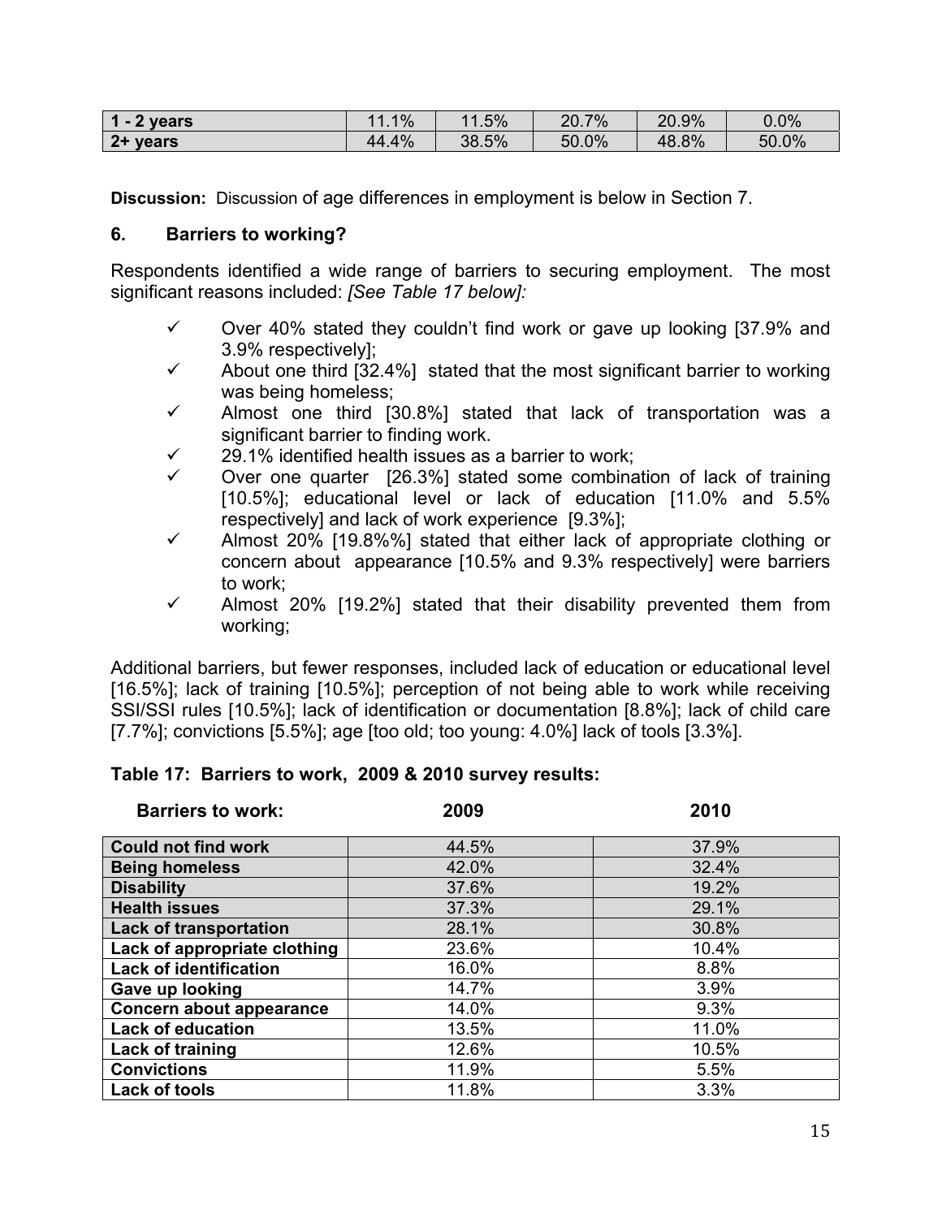| 1 - 2 years | 11.1% | 11.5% | 20.7% | 20.9% | 0.0% |
|---|---|---|---|---|---|
| 2+ years | 44.4% | 38.5% | 50.0% | 48.8% | 50.0% |

**Discussion:** Discussion of age differences in employment is below in Section 7.

### 6. Barriers to working?

Respondents identified a wide range of barriers to securing employment. The most significant reasons included: *[See Table 17 below]:*

- ✓ Over 40% stated they couldn't find work or gave up looking [37.9% and 3.9% respectively];
- ✓ About one third [32.4%] stated that the most significant barrier to working was being homeless;
- ✓ Almost one third [30.8%] stated that lack of transportation was a significant barrier to finding work.
- ✓ 29.1% identified health issues as a barrier to work;
- ✓ Over one quarter [26.3%] stated some combination of lack of training [10.5%]; educational level or lack of education [11.0% and 5.5% respectively] and lack of work experience [9.3%];
- ✓ Almost 20% [19.8%%] stated that either lack of appropriate clothing or concern about appearance [10.5% and 9.3% respectively] were barriers to work;
- ✓ Almost 20% [19.2%] stated that their disability prevented them from working;

Additional barriers, but fewer responses, included lack of education or educational level [16.5%]; lack of training [10.5%]; perception of not being able to work while receiving SSI/SSI rules [10.5%]; lack of identification or documentation [8.8%]; lack of child care [7.7%]; convictions [5.5%]; age [too old; too young: 4.0%] lack of tools [3.3%].

**Table 17: Barriers to work, 2009 & 2010 survey results:**

| Barriers to work: | 2009 | 2010 |
|---|---|---|
| Could not find work | 44.5% | 37.9% |
| Being homeless | 42.0% | 32.4% |
| Disability | 37.6% | 19.2% |
| Health issues | 37.3% | 29.1% |
| Lack of transportation | 28.1% | 30.8% |
| Lack of appropriate clothing | 23.6% | 10.4% |
| Lack of identification | 16.0% | 8.8% |
| Gave up looking | 14.7% | 3.9% |
| Concern about appearance | 14.0% | 9.3% |
| Lack of education | 13.5% | 11.0% |
| Lack of training | 12.6% | 10.5% |
| Convictions | 11.9% | 5.5% |
| Lack of tools | 11.8% | 3.3% |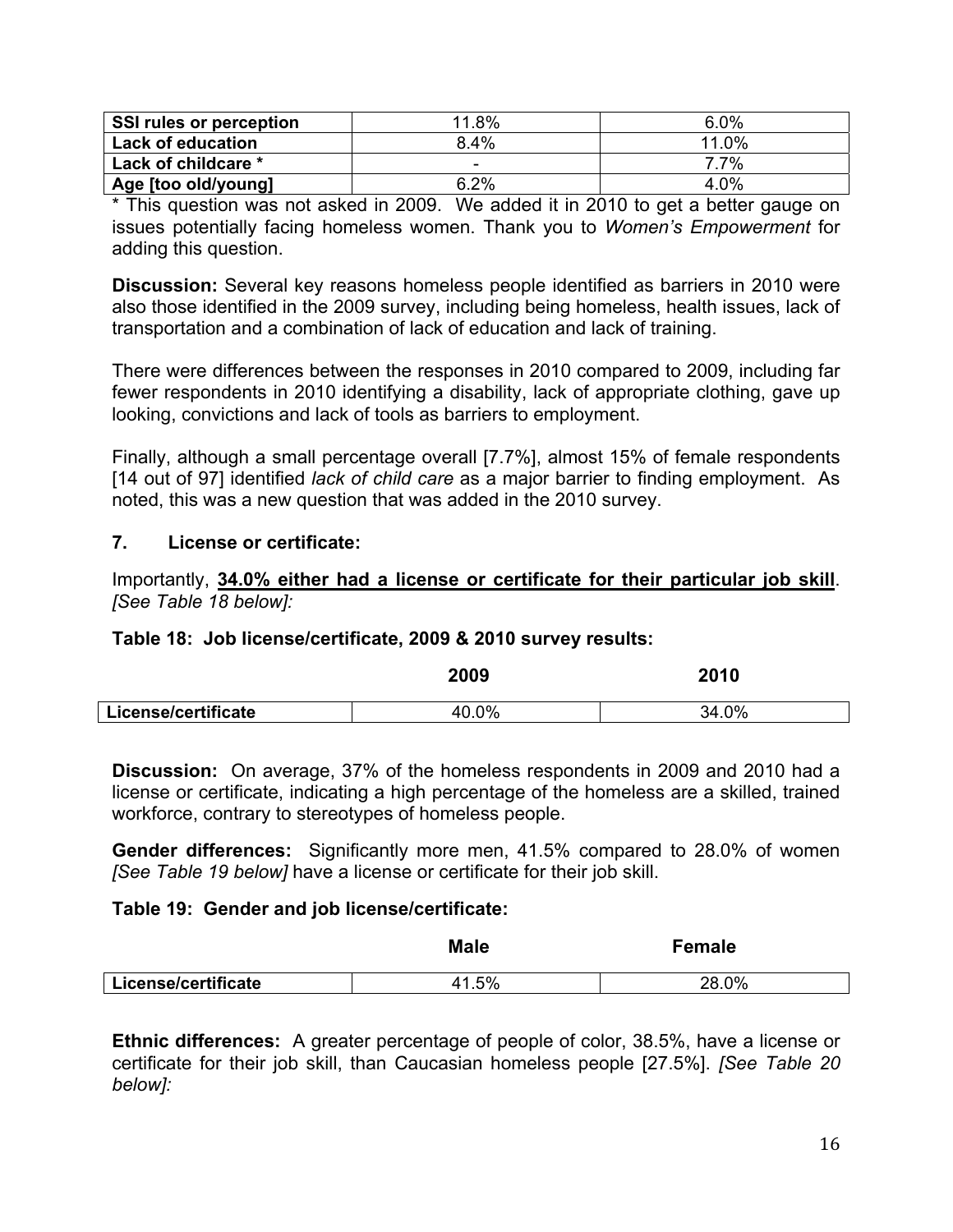| | | |
|---|---|---|
| **SSI rules or perception** | 11.8% | 6.0% |
| **Lack of education** | 8.4% | 11.0% |
| **Lack of childcare *** | - | 7.7% |
| **Age [too old/young]** | 6.2% | 4.0% |

* This question was not asked in 2009. We added it in 2010 to get a better gauge on issues potentially facing homeless women. Thank you to *Women's Empowerment* for adding this question.

**Discussion:** Several key reasons homeless people identified as barriers in 2010 were also those identified in the 2009 survey, including being homeless, health issues, lack of transportation and a combination of lack of education and lack of training.

There were differences between the responses in 2010 compared to 2009, including far fewer respondents in 2010 identifying a disability, lack of appropriate clothing, gave up looking, convictions and lack of tools as barriers to employment.

Finally, although a small percentage overall [7.7%], almost 15% of female respondents [14 out of 97] identified *lack of child care* as a major barrier to finding employment. As noted, this was a new question that was added in the 2010 survey.

### 7. License or certificate:

Importantly, **34.0% either had a license or certificate for their particular job skill**. *[See Table 18 below]:*

**Table 18: Job license/certificate, 2009 & 2010 survey results:**

| | 2009 | 2010 |
|---|---|---|
| **License/certificate** | 40.0% | 34.0% |

**Discussion:** On average, 37% of the homeless respondents in 2009 and 2010 had a license or certificate, indicating a high percentage of the homeless are a skilled, trained workforce, contrary to stereotypes of homeless people.

**Gender differences:** Significantly more men, 41.5% compared to 28.0% of women *[See Table 19 below]* have a license or certificate for their job skill.

**Table 19: Gender and job license/certificate:**

| | Male | Female |
|---|---|---|
| **License/certificate** | 41.5% | 28.0% |

**Ethnic differences:** A greater percentage of people of color, 38.5%, have a license or certificate for their job skill, than Caucasian homeless people [27.5%]. *[See Table 20 below]:*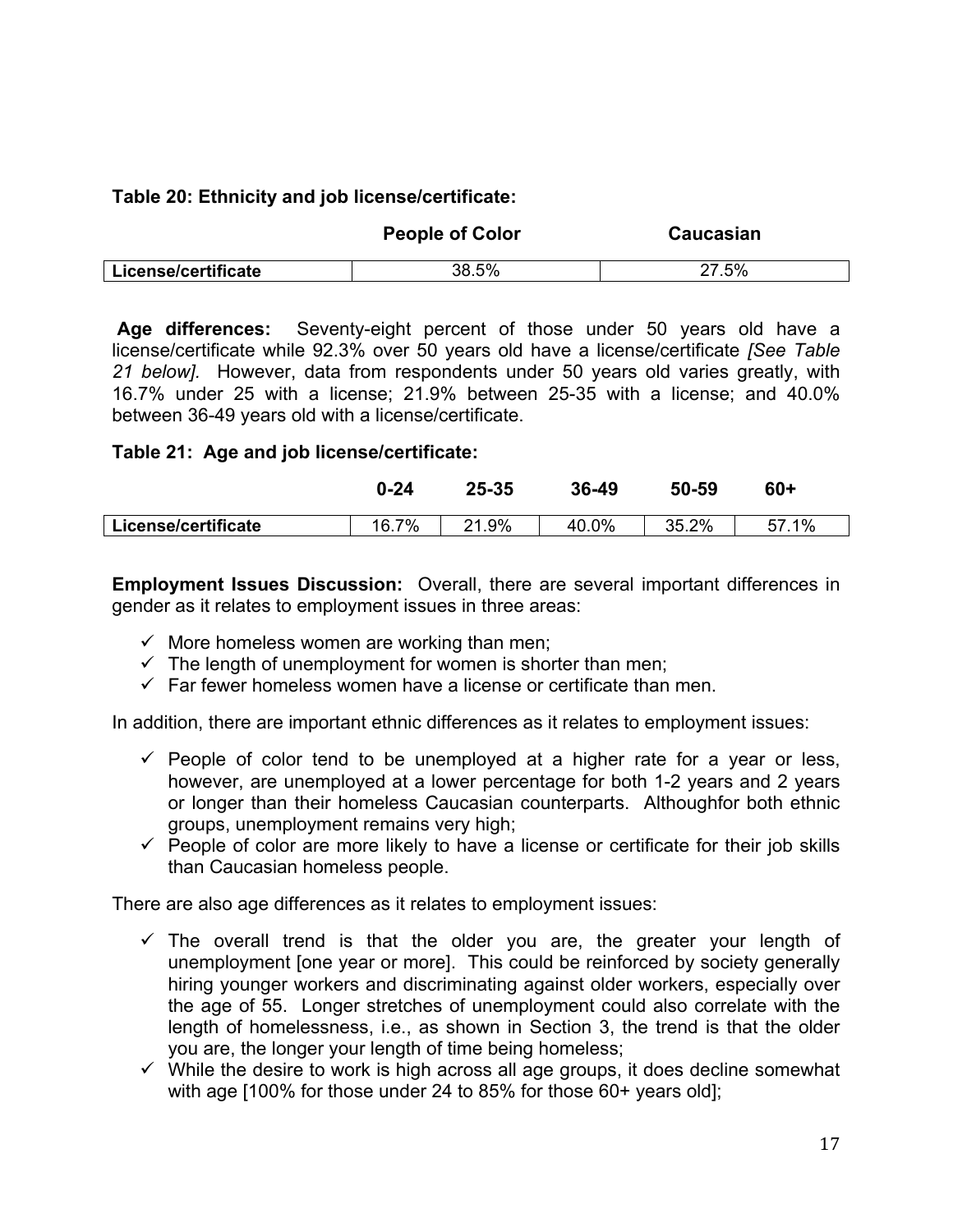**Table 20: Ethnicity and job license/certificate:**

| | People of Color | Caucasian |
|---|---|---|
| License/certificate | 38.5% | 27.5% |

**Age differences:** Seventy-eight percent of those under 50 years old have a license/certificate while 92.3% over 50 years old have a license/certificate *[See Table 21 below].* However, data from respondents under 50 years old varies greatly, with 16.7% under 25 with a license; 21.9% between 25-35 with a license; and 40.0% between 36-49 years old with a license/certificate.

**Table 21: Age and job license/certificate:**

| | 0-24 | 25-35 | 36-49 | 50-59 | 60+ |
|---|---|---|---|---|---|
| License/certificate | 16.7% | 21.9% | 40.0% | 35.2% | 57.1% |

**Employment Issues Discussion:** Overall, there are several important differences in gender as it relates to employment issues in three areas:

- ✓ More homeless women are working than men;
- ✓ The length of unemployment for women is shorter than men;
- ✓ Far fewer homeless women have a license or certificate than men.

In addition, there are important ethnic differences as it relates to employment issues:

- ✓ People of color tend to be unemployed at a higher rate for a year or less, however, are unemployed at a lower percentage for both 1-2 years and 2 years or longer than their homeless Caucasian counterparts. Althoughfor both ethnic groups, unemployment remains very high;
- ✓ People of color are more likely to have a license or certificate for their job skills than Caucasian homeless people.

There are also age differences as it relates to employment issues:

- ✓ The overall trend is that the older you are, the greater your length of unemployment [one year or more]. This could be reinforced by society generally hiring younger workers and discriminating against older workers, especially over the age of 55. Longer stretches of unemployment could also correlate with the length of homelessness, i.e., as shown in Section 3, the trend is that the older you are, the longer your length of time being homeless;
- ✓ While the desire to work is high across all age groups, it does decline somewhat with age [100% for those under 24 to 85% for those 60+ years old];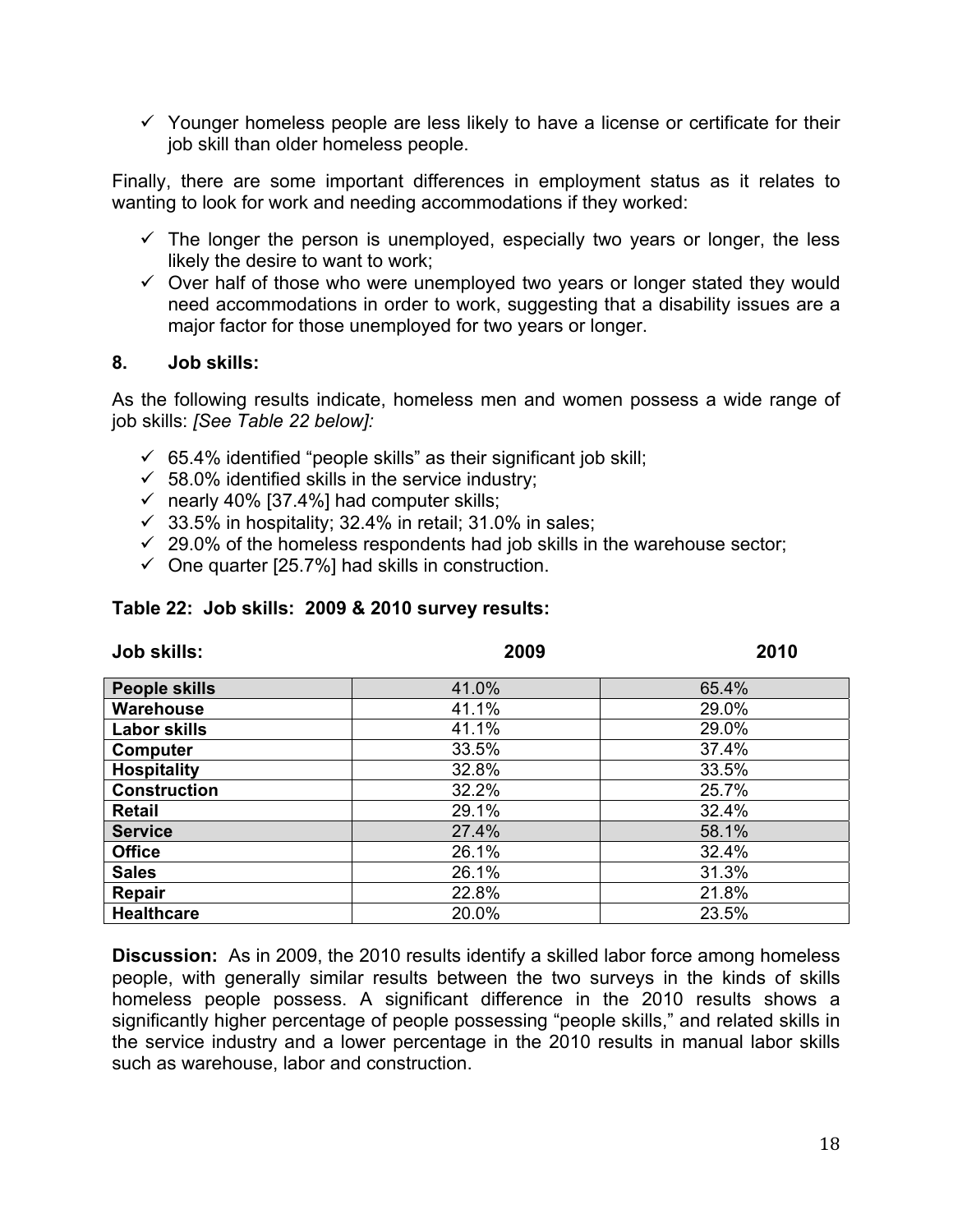- ✓ Younger homeless people are less likely to have a license or certificate for their job skill than older homeless people.

Finally, there are some important differences in employment status as it relates to wanting to look for work and needing accommodations if they worked:

- ✓ The longer the person is unemployed, especially two years or longer, the less likely the desire to want to work;
- ✓ Over half of those who were unemployed two years or longer stated they would need accommodations in order to work, suggesting that a disability issues are a major factor for those unemployed for two years or longer.

**8. Job skills:**

As the following results indicate, homeless men and women possess a wide range of job skills: *[See Table 22 below]:*

- ✓ 65.4% identified "people skills" as their significant job skill;
- ✓ 58.0% identified skills in the service industry;
- ✓ nearly 40% [37.4%] had computer skills;
- ✓ 33.5% in hospitality; 32.4% in retail; 31.0% in sales;
- ✓ 29.0% of the homeless respondents had job skills in the warehouse sector;
- ✓ One quarter [25.7%] had skills in construction.

**Table 22: Job skills: 2009 & 2010 survey results:**

| Job skills: | 2009 | 2010 |
|---|---|---|
| **People skills** | 41.0% | 65.4% |
| **Warehouse** | 41.1% | 29.0% |
| **Labor skills** | 41.1% | 29.0% |
| **Computer** | 33.5% | 37.4% |
| **Hospitality** | 32.8% | 33.5% |
| **Construction** | 32.2% | 25.7% |
| **Retail** | 29.1% | 32.4% |
| **Service** | 27.4% | 58.1% |
| **Office** | 26.1% | 32.4% |
| **Sales** | 26.1% | 31.3% |
| **Repair** | 22.8% | 21.8% |
| **Healthcare** | 20.0% | 23.5% |

**Discussion:** As in 2009, the 2010 results identify a skilled labor force among homeless people, with generally similar results between the two surveys in the kinds of skills homeless people possess. A significant difference in the 2010 results shows a significantly higher percentage of people possessing "people skills," and related skills in the service industry and a lower percentage in the 2010 results in manual labor skills such as warehouse, labor and construction.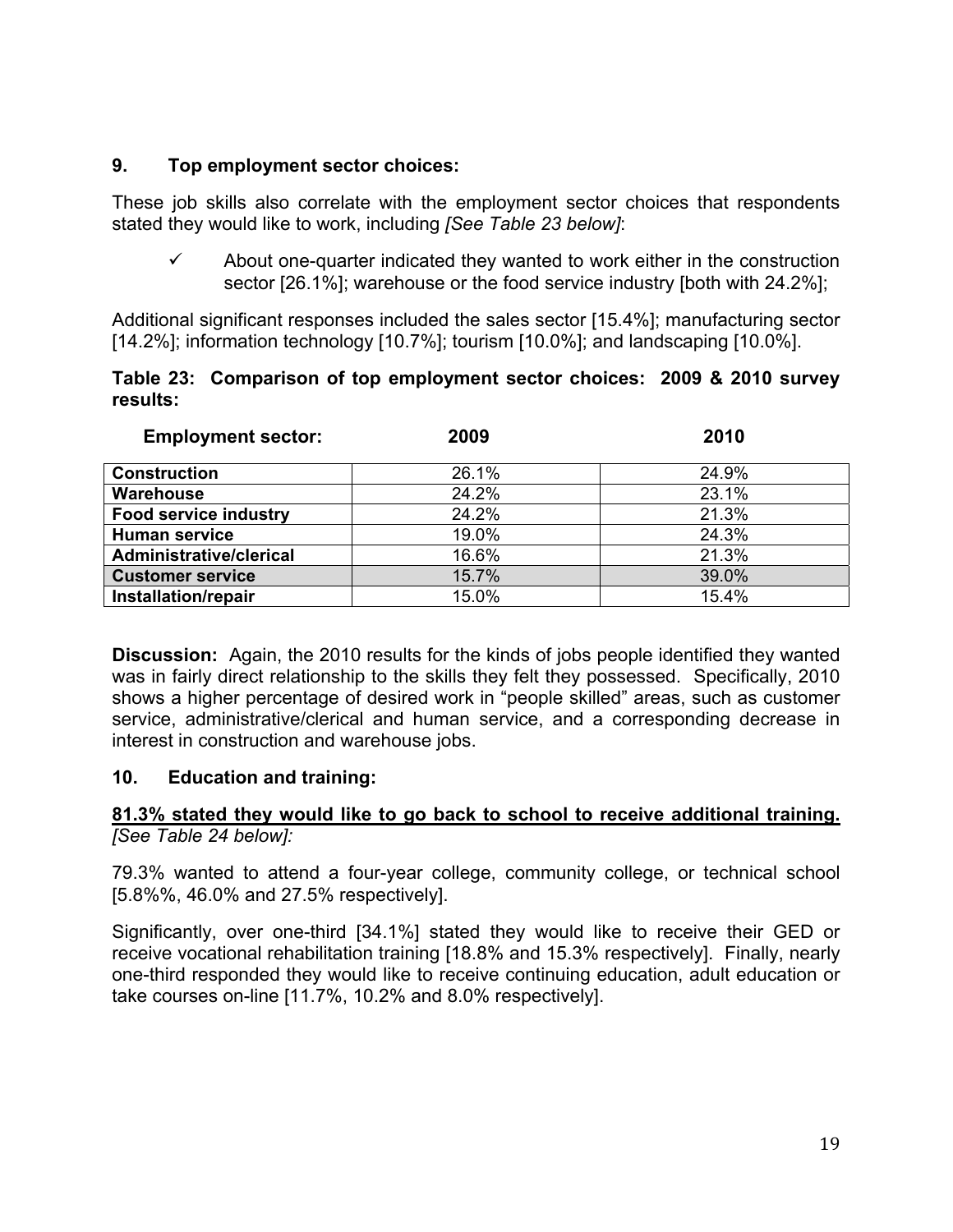## 9. Top employment sector choices:

These job skills also correlate with the employment sector choices that respondents stated they would like to work, including *[See Table 23 below]*:

- ✓ About one-quarter indicated they wanted to work either in the construction sector [26.1%]; warehouse or the food service industry [both with 24.2%];

Additional significant responses included the sales sector [15.4%]; manufacturing sector [14.2%]; information technology [10.7%]; tourism [10.0%]; and landscaping [10.0%].

**Table 23: Comparison of top employment sector choices: 2009 & 2010 survey results:**

| Employment sector: | 2009 | 2010 |
|---|---|---|
| **Construction** | 26.1% | 24.9% |
| **Warehouse** | 24.2% | 23.1% |
| **Food service industry** | 24.2% | 21.3% |
| **Human service** | 19.0% | 24.3% |
| **Administrative/clerical** | 16.6% | 21.3% |
| **Customer service** | 15.7% | 39.0% |
| **Installation/repair** | 15.0% | 15.4% |

**Discussion:** Again, the 2010 results for the kinds of jobs people identified they wanted was in fairly direct relationship to the skills they felt they possessed. Specifically, 2010 shows a higher percentage of desired work in "people skilled" areas, such as customer service, administrative/clerical and human service, and a corresponding decrease in interest in construction and warehouse jobs.

## 10. Education and training:

**81.3% stated they would like to go back to school to receive additional training.** *[See Table 24 below]:*

79.3% wanted to attend a four-year college, community college, or technical school [5.8%%, 46.0% and 27.5% respectively].

Significantly, over one-third [34.1%] stated they would like to receive their GED or receive vocational rehabilitation training [18.8% and 15.3% respectively]. Finally, nearly one-third responded they would like to receive continuing education, adult education or take courses on-line [11.7%, 10.2% and 8.0% respectively].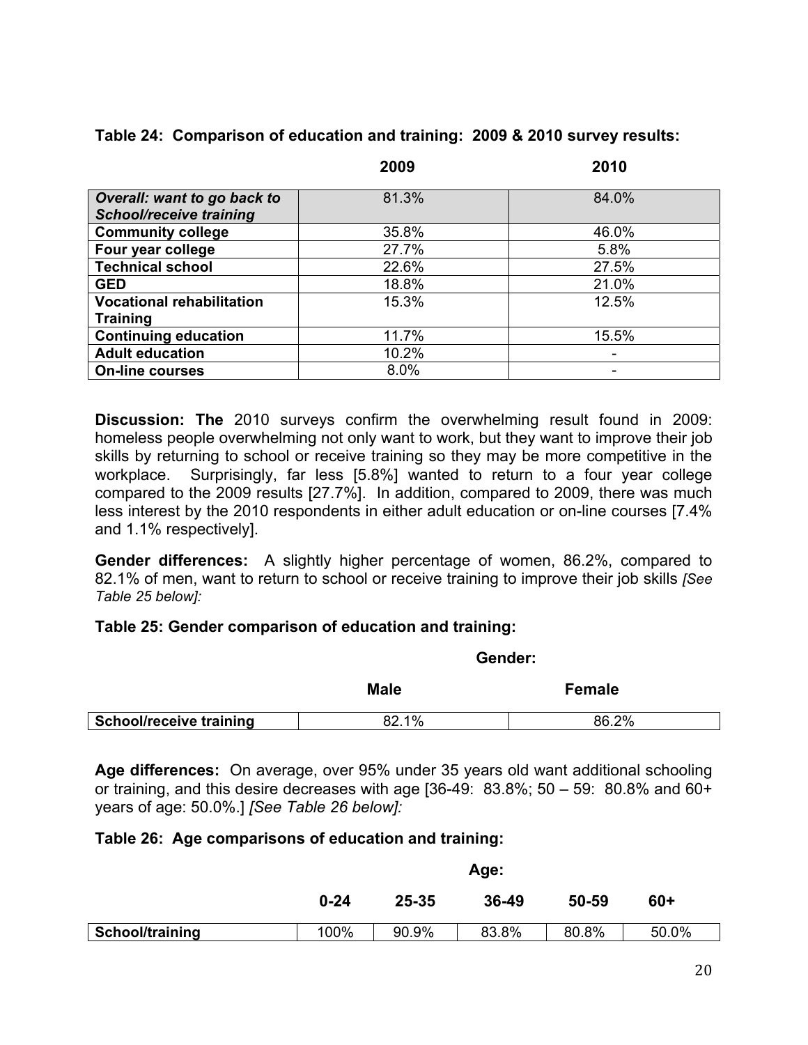**Table 24: Comparison of education and training: 2009 & 2010 survey results:**

| | 2009 | 2010 |
|---|---|---|
| ***Overall: want to go back to School/receive training*** | 81.3% | 84.0% |
| **Community college** | 35.8% | 46.0% |
| **Four year college** | 27.7% | 5.8% |
| **Technical school** | 22.6% | 27.5% |
| **GED** | 18.8% | 21.0% |
| **Vocational rehabilitation Training** | 15.3% | 12.5% |
| **Continuing education** | 11.7% | 15.5% |
| **Adult education** | 10.2% | - |
| **On-line courses** | 8.0% | - |

**Discussion: The** 2010 surveys confirm the overwhelming result found in 2009: homeless people overwhelming not only want to work, but they want to improve their job skills by returning to school or receive training so they may be more competitive in the workplace. Surprisingly, far less [5.8%] wanted to return to a four year college compared to the 2009 results [27.7%]. In addition, compared to 2009, there was much less interest by the 2010 respondents in either adult education or on-line courses [7.4% and 1.1% respectively].

**Gender differences:** A slightly higher percentage of women, 86.2%, compared to 82.1% of men, want to return to school or receive training to improve their job skills *[See Table 25 below]:*

**Table 25: Gender comparison of education and training:**

| | Gender: | |
|---|---|---|
| | **Male** | **Female** |
| **School/receive training** | 82.1% | 86.2% |

**Age differences:** On average, over 95% under 35 years old want additional schooling or training, and this desire decreases with age [36-49: 83.8%; 50 – 59: 80.8% and 60+ years of age: 50.0%.] *[See Table 26 below]:*

**Table 26: Age comparisons of education and training:**

| | Age: | | | | |
|---|---|---|---|---|---|
| | **0-24** | **25-35** | **36-49** | **50-59** | **60+** |
| **School/training** | 100% | 90.9% | 83.8% | 80.8% | 50.0% |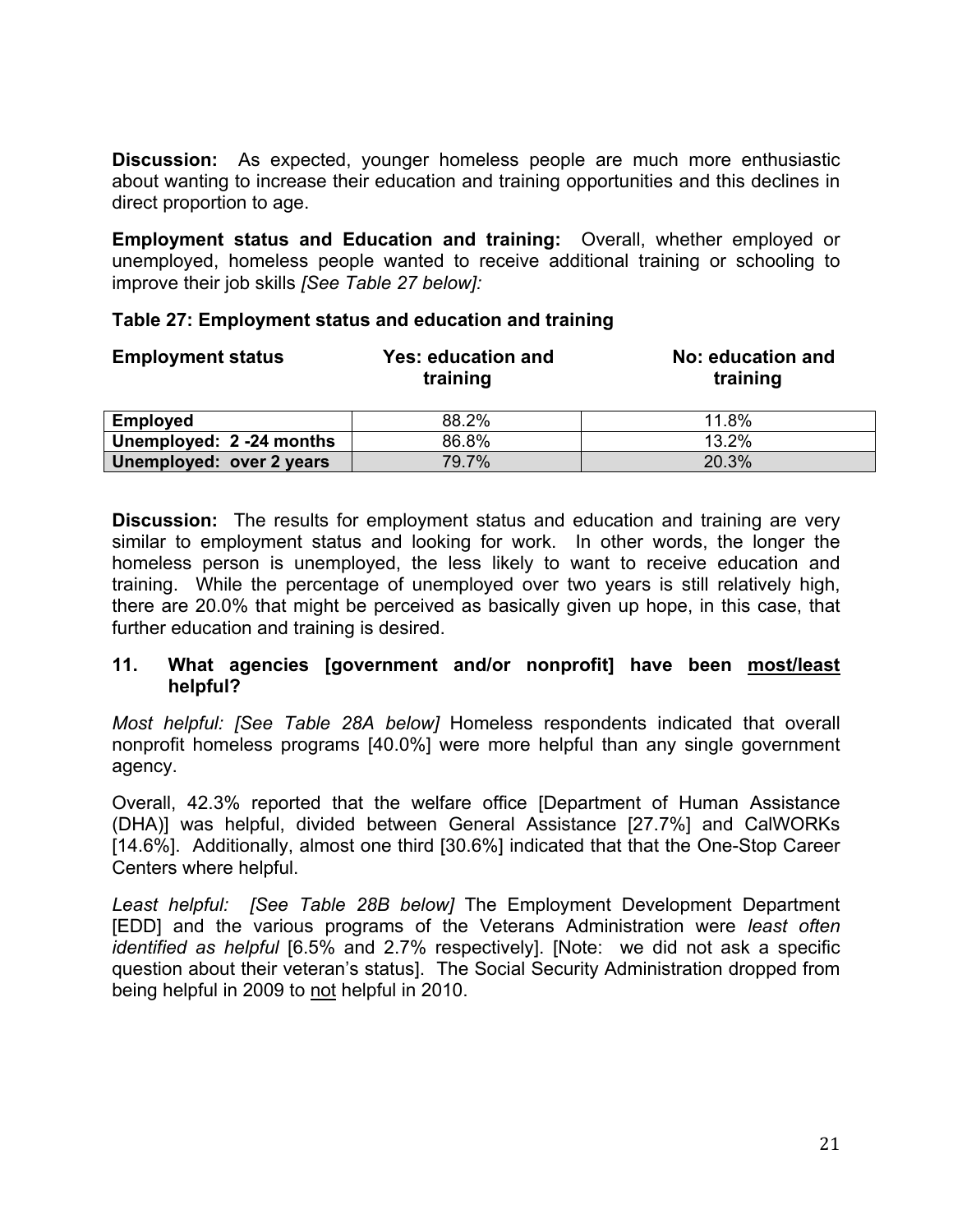**Discussion:** As expected, younger homeless people are much more enthusiastic about wanting to increase their education and training opportunities and this declines in direct proportion to age.

**Employment status and Education and training:** Overall, whether employed or unemployed, homeless people wanted to receive additional training or schooling to improve their job skills *[See Table 27 below]:*

**Table 27: Employment status and education and training**

| Employment status | Yes: education and training | No: education and training |
|---|---|---|
| **Employed** | 88.2% | 11.8% |
| **Unemployed: 2 -24 months** | 86.8% | 13.2% |
| **Unemployed: over 2 years** | 79.7% | 20.3% |

**Discussion:** The results for employment status and education and training are very similar to employment status and looking for work. In other words, the longer the homeless person is unemployed, the less likely to want to receive education and training. While the percentage of unemployed over two years is still relatively high, there are 20.0% that might be perceived as basically given up hope, in this case, that further education and training is desired.

### 11. What agencies [government and/or nonprofit] have been <u>most/least</u> helpful?

*Most helpful: [See Table 28A below]* Homeless respondents indicated that overall nonprofit homeless programs [40.0%] were more helpful than any single government agency.

Overall, 42.3% reported that the welfare office [Department of Human Assistance (DHA)] was helpful, divided between General Assistance [27.7%] and CalWORKs [14.6%]. Additionally, almost one third [30.6%] indicated that that the One-Stop Career Centers where helpful.

*Least helpful: [See Table 28B below]* The Employment Development Department [EDD] and the various programs of the Veterans Administration were *least often identified as helpful* [6.5% and 2.7% respectively]. [Note: we did not ask a specific question about their veteran's status]. The Social Security Administration dropped from being helpful in 2009 to <u>not</u> helpful in 2010.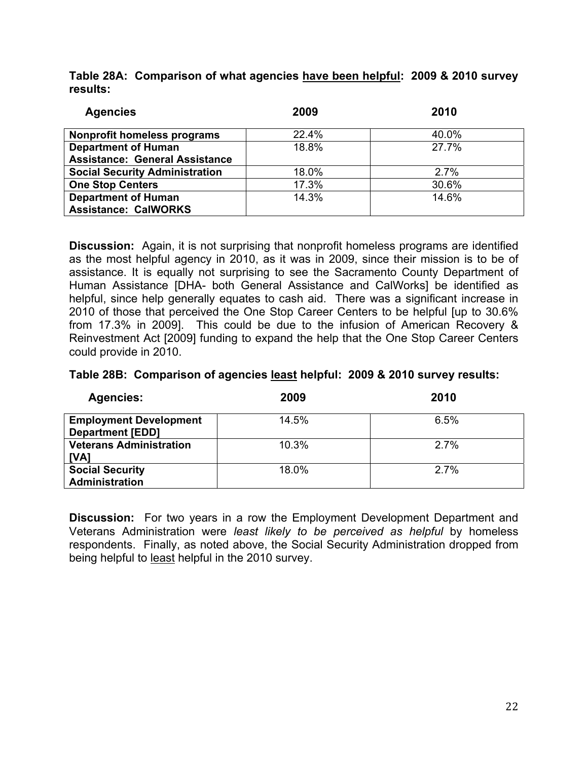**Table 28A: Comparison of what agencies <u>have been helpful</u>: 2009 & 2010 survey results:**

| Agencies | 2009 | 2010 |
|---|---|---|
| **Nonprofit homeless programs** | 22.4% | 40.0% |
| **Department of Human Assistance: General Assistance** | 18.8% | 27.7% |
| **Social Security Administration** | 18.0% | 2.7% |
| **One Stop Centers** | 17.3% | 30.6% |
| **Department of Human Assistance: CalWORKS** | 14.3% | 14.6% |

**Discussion:** Again, it is not surprising that nonprofit homeless programs are identified as the most helpful agency in 2010, as it was in 2009, since their mission is to be of assistance. It is equally not surprising to see the Sacramento County Department of Human Assistance [DHA- both General Assistance and CalWorks] be identified as helpful, since help generally equates to cash aid. There was a significant increase in 2010 of those that perceived the One Stop Career Centers to be helpful [up to 30.6% from 17.3% in 2009]. This could be due to the infusion of American Recovery & Reinvestment Act [2009] funding to expand the help that the One Stop Career Centers could provide in 2010.

**Table 28B: Comparison of agencies <u>least</u> helpful: 2009 & 2010 survey results:**

| Agencies: | 2009 | 2010 |
|---|---|---|
| **Employment Development Department [EDD]** | 14.5% | 6.5% |
| **Veterans Administration [VA]** | 10.3% | 2.7% |
| **Social Security Administration** | 18.0% | 2.7% |

**Discussion:** For two years in a row the Employment Development Department and Veterans Administration were *least likely to be perceived as helpful* by homeless respondents. Finally, as noted above, the Social Security Administration dropped from being helpful to <u>least</u> helpful in the 2010 survey.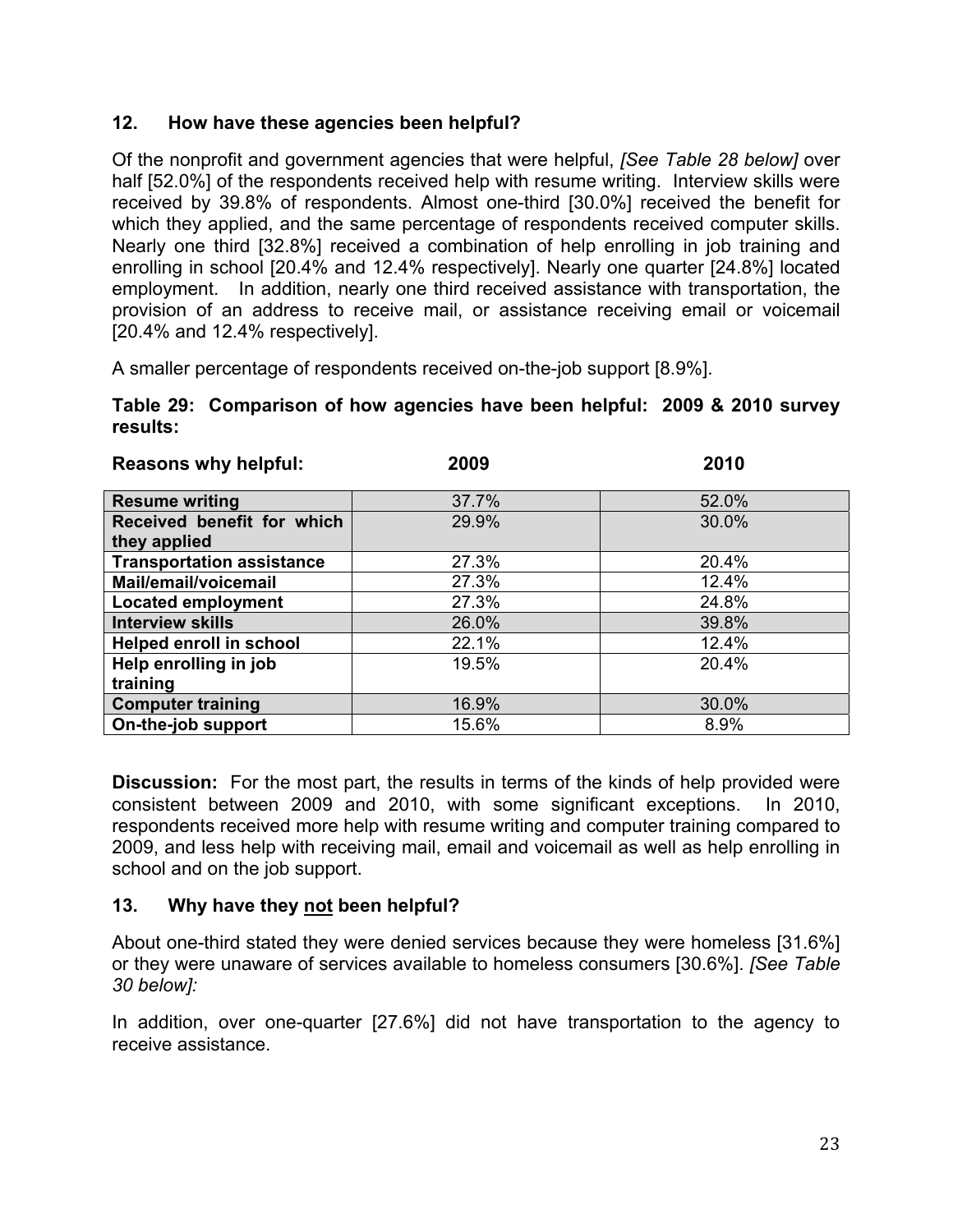### 12. How have these agencies been helpful?

Of the nonprofit and government agencies that were helpful, *[See Table 28 below]* over half [52.0%] of the respondents received help with resume writing. Interview skills were received by 39.8% of respondents. Almost one-third [30.0%] received the benefit for which they applied, and the same percentage of respondents received computer skills. Nearly one third [32.8%] received a combination of help enrolling in job training and enrolling in school [20.4% and 12.4% respectively]. Nearly one quarter [24.8%] located employment. In addition, nearly one third received assistance with transportation, the provision of an address to receive mail, or assistance receiving email or voicemail [20.4% and 12.4% respectively].

A smaller percentage of respondents received on-the-job support [8.9%].

**Table 29: Comparison of how agencies have been helpful: 2009 & 2010 survey results:**

| Reasons why helpful: | 2009 | 2010 |
|---|---|---|
| **Resume writing** | 37.7% | 52.0% |
| **Received benefit for which they applied** | 29.9% | 30.0% |
| **Transportation assistance** | 27.3% | 20.4% |
| **Mail/email/voicemail** | 27.3% | 12.4% |
| **Located employment** | 27.3% | 24.8% |
| **Interview skills** | 26.0% | 39.8% |
| **Helped enroll in school** | 22.1% | 12.4% |
| **Help enrolling in job training** | 19.5% | 20.4% |
| **Computer training** | 16.9% | 30.0% |
| **On-the-job support** | 15.6% | 8.9% |

**Discussion:** For the most part, the results in terms of the kinds of help provided were consistent between 2009 and 2010, with some significant exceptions. In 2010, respondents received more help with resume writing and computer training compared to 2009, and less help with receiving mail, email and voicemail as well as help enrolling in school and on the job support.

### 13. Why have they not been helpful?

About one-third stated they were denied services because they were homeless [31.6%] or they were unaware of services available to homeless consumers [30.6%]. *[See Table 30 below]:*

In addition, over one-quarter [27.6%] did not have transportation to the agency to receive assistance.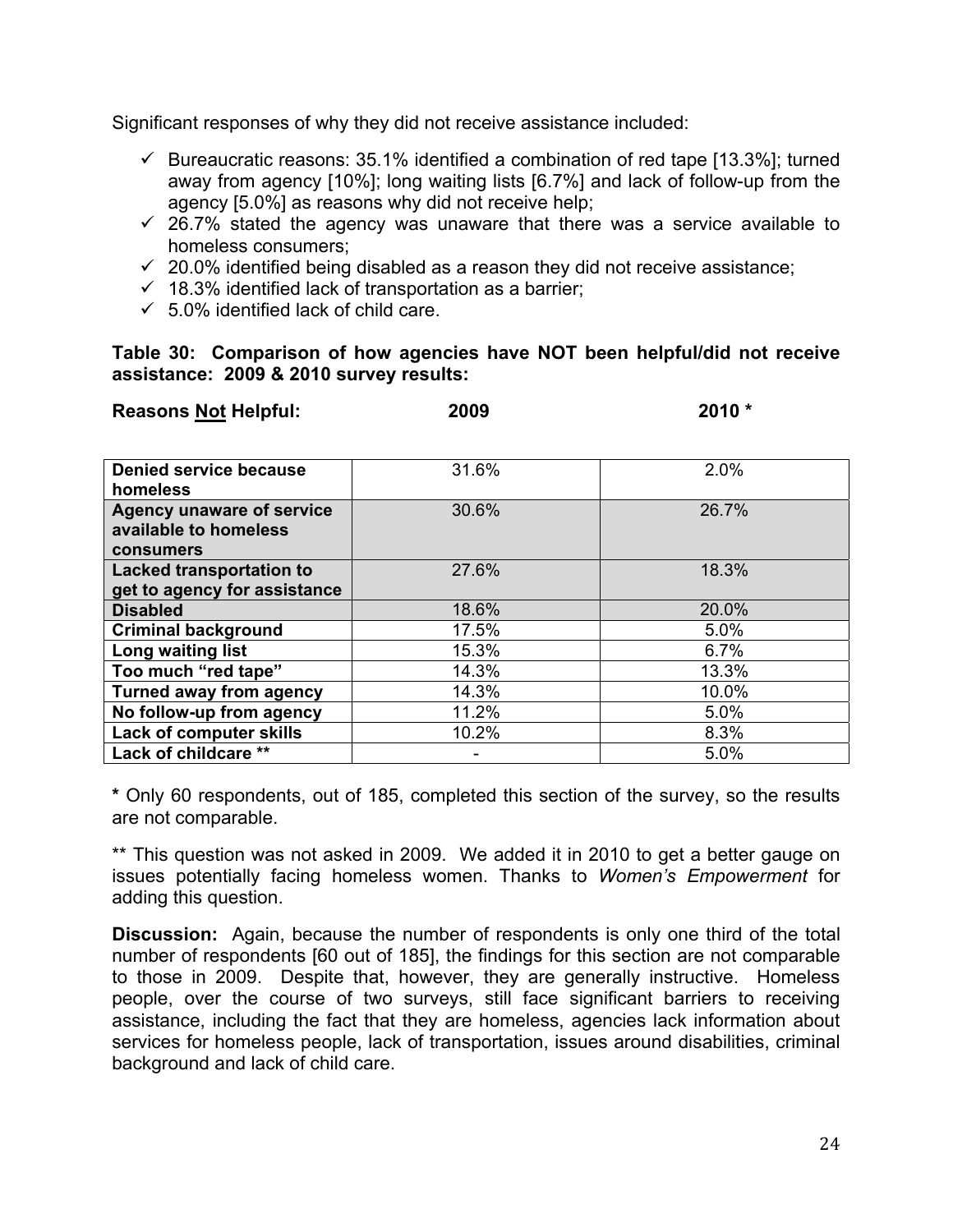Significant responses of why they did not receive assistance included:

- ✓ Bureaucratic reasons: 35.1% identified a combination of red tape [13.3%]; turned away from agency [10%]; long waiting lists [6.7%] and lack of follow-up from the agency [5.0%] as reasons why did not receive help;
- ✓ 26.7% stated the agency was unaware that there was a service available to homeless consumers;
- ✓ 20.0% identified being disabled as a reason they did not receive assistance;
- ✓ 18.3% identified lack of transportation as a barrier;
- ✓ 5.0% identified lack of child care.

**Table 30: Comparison of how agencies have NOT been helpful/did not receive assistance: 2009 & 2010 survey results:**

| **Reasons Not Helpful:** | **2009** | **2010 \*** |
|---|---|---|
| **Denied service because homeless** | 31.6% | 2.0% |
| **Agency unaware of service available to homeless consumers** | 30.6% | 26.7% |
| **Lacked transportation to get to agency for assistance** | 27.6% | 18.3% |
| **Disabled** | 18.6% | 20.0% |
| **Criminal background** | 17.5% | 5.0% |
| **Long waiting list** | 15.3% | 6.7% |
| **Too much "red tape"** | 14.3% | 13.3% |
| **Turned away from agency** | 14.3% | 10.0% |
| **No follow-up from agency** | 11.2% | 5.0% |
| **Lack of computer skills** | 10.2% | 8.3% |
| **Lack of childcare \*\*** | - | 5.0% |

**\*** Only 60 respondents, out of 185, completed this section of the survey, so the results are not comparable.

\*\* This question was not asked in 2009. We added it in 2010 to get a better gauge on issues potentially facing homeless women. Thanks to *Women's Empowerment* for adding this question.

**Discussion:** Again, because the number of respondents is only one third of the total number of respondents [60 out of 185], the findings for this section are not comparable to those in 2009. Despite that, however, they are generally instructive. Homeless people, over the course of two surveys, still face significant barriers to receiving assistance, including the fact that they are homeless, agencies lack information about services for homeless people, lack of transportation, issues around disabilities, criminal background and lack of child care.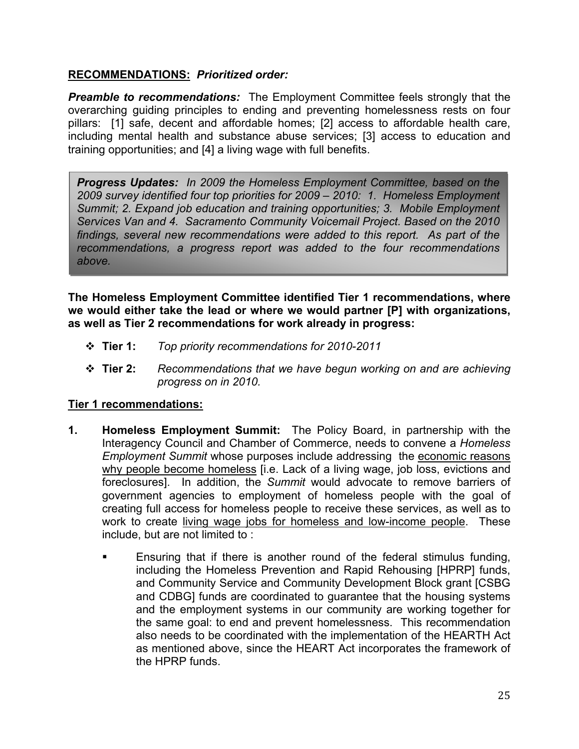**<u>RECOMMENDATIONS:</u>** ***Prioritized order:***

***Preamble to recommendations:*** The Employment Committee feels strongly that the overarching guiding principles to ending and preventing homelessness rests on four pillars: [1] safe, decent and affordable homes; [2] access to affordable health care, including mental health and substance abuse services; [3] access to education and training opportunities; and [4] a living wage with full benefits.

> ***Progress Updates:*** *In 2009 the Homeless Employment Committee, based on the 2009 survey identified four top priorities for 2009 – 2010: 1. Homeless Employment Summit; 2. Expand job education and training opportunities; 3. Mobile Employment Services Van and 4. Sacramento Community Voicemail Project. Based on the 2010 findings, several new recommendations were added to this report. As part of the recommendations, a progress report was added to the four recommendations above.*

**The Homeless Employment Committee identified Tier 1 recommendations, where we would either take the lead or where we would partner [P] with organizations, as well as Tier 2 recommendations for work already in progress:**

- **Tier 1:** *Top priority recommendations for 2010-2011*
- **Tier 2:** *Recommendations that we have begun working on and are achieving progress on in 2010.*

**<u>Tier 1 recommendations:</u>**

1. **Homeless Employment Summit:** The Policy Board, in partnership with the Interagency Council and Chamber of Commerce, needs to convene a *Homeless Employment Summit* whose purposes include addressing the <u>economic reasons why people become homeless</u> [i.e. Lack of a living wage, job loss, evictions and foreclosures]. In addition, the *Summit* would advocate to remove barriers of government agencies to employment of homeless people with the goal of creating full access for homeless people to receive these services, as well as to work to create <u>living wage jobs for homeless and low-income people</u>. These include, but are not limited to :
   - Ensuring that if there is another round of the federal stimulus funding, including the Homeless Prevention and Rapid Rehousing [HPRP] funds, and Community Service and Community Development Block grant [CSBG and CDBG] funds are coordinated to guarantee that the housing systems and the employment systems in our community are working together for the same goal: to end and prevent homelessness. This recommendation also needs to be coordinated with the implementation of the HEARTH Act as mentioned above, since the HEART Act incorporates the framework of the HPRP funds.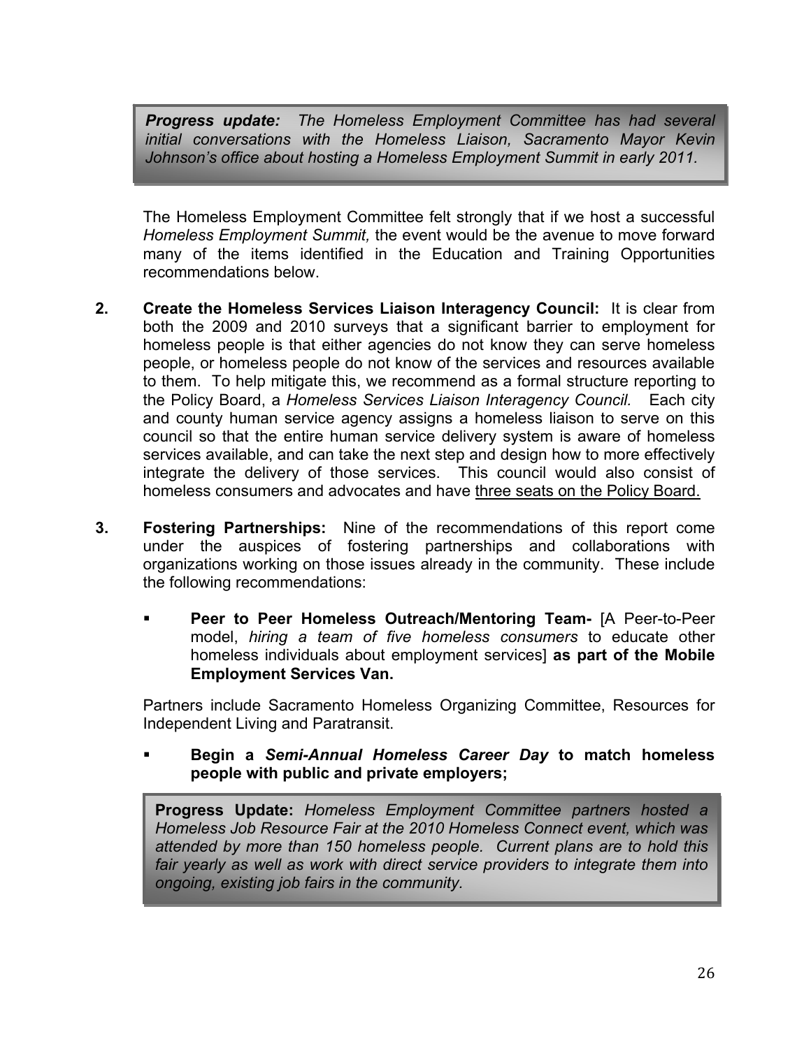> ***Progress update:*** *The Homeless Employment Committee has had several initial conversations with the Homeless Liaison, Sacramento Mayor Kevin Johnson's office about hosting a Homeless Employment Summit in early 2011.*

The Homeless Employment Committee felt strongly that if we host a successful *Homeless Employment Summit,* the event would be the avenue to move forward many of the items identified in the Education and Training Opportunities recommendations below.

2. **Create the Homeless Services Liaison Interagency Council:** It is clear from both the 2009 and 2010 surveys that a significant barrier to employment for homeless people is that either agencies do not know they can serve homeless people, or homeless people do not know of the services and resources available to them. To help mitigate this, we recommend as a formal structure reporting to the Policy Board, a *Homeless Services Liaison Interagency Council.* Each city and county human service agency assigns a homeless liaison to serve on this council so that the entire human service delivery system is aware of homeless services available, and can take the next step and design how to more effectively integrate the delivery of those services. This council would also consist of homeless consumers and advocates and have <u>three seats on the Policy Board.</u>

3. **Fostering Partnerships:** Nine of the recommendations of this report come under the auspices of fostering partnerships and collaborations with organizations working on those issues already in the community. These include the following recommendations:

   - **Peer to Peer Homeless Outreach/Mentoring Team-** [A Peer-to-Peer model, *hiring a team of five homeless consumers* to educate other homeless individuals about employment services] **as part of the Mobile Employment Services Van.**

   Partners include Sacramento Homeless Organizing Committee, Resources for Independent Living and Paratransit.

   - **Begin a *Semi-Annual Homeless Career Day* to match homeless people with public and private employers;**

> **Progress Update:** *Homeless Employment Committee partners hosted a Homeless Job Resource Fair at the 2010 Homeless Connect event, which was attended by more than 150 homeless people. Current plans are to hold this fair yearly as well as work with direct service providers to integrate them into ongoing, existing job fairs in the community.*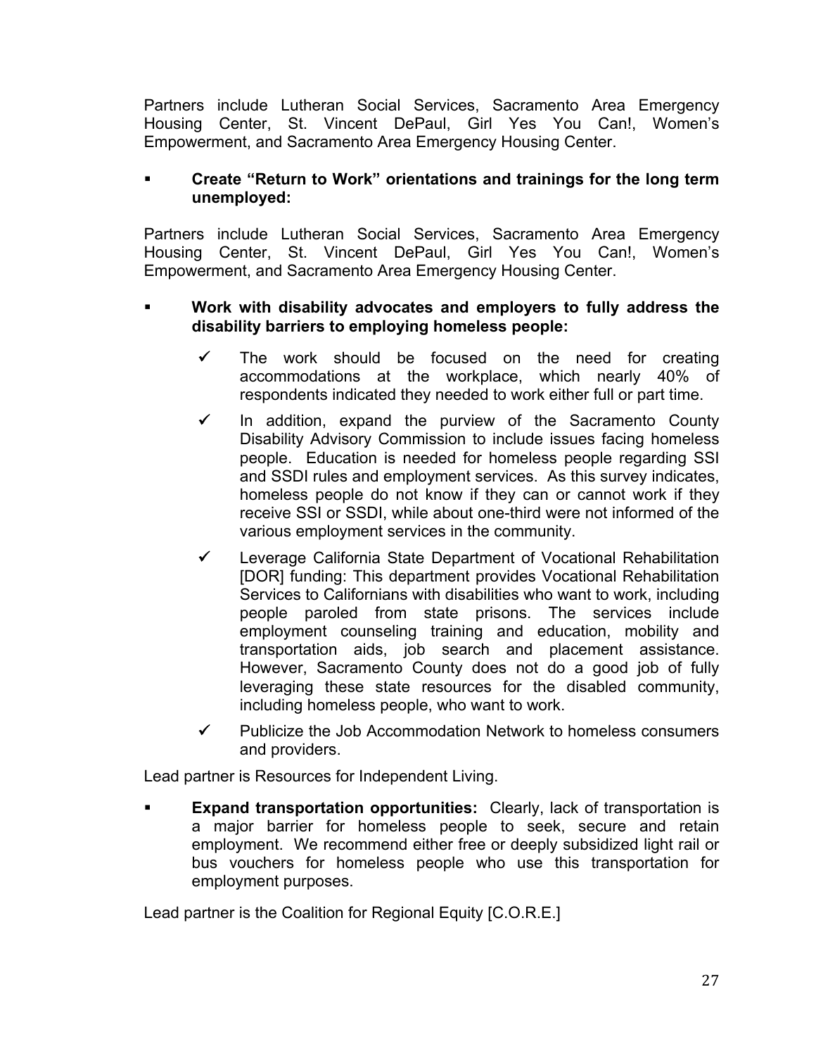Partners include Lutheran Social Services, Sacramento Area Emergency Housing Center, St. Vincent DePaul, Girl Yes You Can!, Women's Empowerment, and Sacramento Area Emergency Housing Center.

- **Create "Return to Work" orientations and trainings for the long term unemployed:**

Partners include Lutheran Social Services, Sacramento Area Emergency Housing Center, St. Vincent DePaul, Girl Yes You Can!, Women's Empowerment, and Sacramento Area Emergency Housing Center.

- **Work with disability advocates and employers to fully address the disability barriers to employing homeless people:**
  - ✓ The work should be focused on the need for creating accommodations at the workplace, which nearly 40% of respondents indicated they needed to work either full or part time.
  - ✓ In addition, expand the purview of the Sacramento County Disability Advisory Commission to include issues facing homeless people. Education is needed for homeless people regarding SSI and SSDI rules and employment services. As this survey indicates, homeless people do not know if they can or cannot work if they receive SSI or SSDI, while about one-third were not informed of the various employment services in the community.
  - ✓ Leverage California State Department of Vocational Rehabilitation [DOR] funding: This department provides Vocational Rehabilitation Services to Californians with disabilities who want to work, including people paroled from state prisons. The services include employment counseling training and education, mobility and transportation aids, job search and placement assistance. However, Sacramento County does not do a good job of fully leveraging these state resources for the disabled community, including homeless people, who want to work.
  - ✓ Publicize the Job Accommodation Network to homeless consumers and providers.

Lead partner is Resources for Independent Living.

- **Expand transportation opportunities:** Clearly, lack of transportation is a major barrier for homeless people to seek, secure and retain employment. We recommend either free or deeply subsidized light rail or bus vouchers for homeless people who use this transportation for employment purposes.

Lead partner is the Coalition for Regional Equity [C.O.R.E.]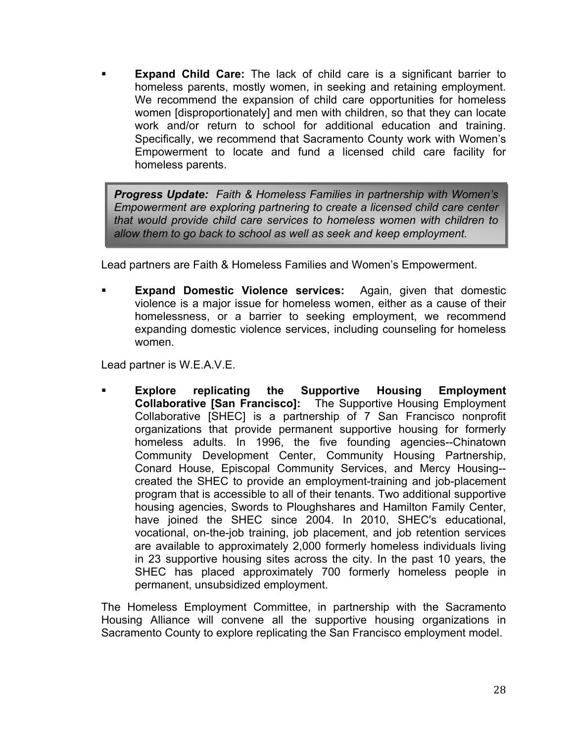- **Expand Child Care:** The lack of child care is a significant barrier to homeless parents, mostly women, in seeking and retaining employment. We recommend the expansion of child care opportunities for homeless women [disproportionately] and men with children, so that they can locate work and/or return to school for additional education and training. Specifically, we recommend that Sacramento County work with Women's Empowerment to locate and fund a licensed child care facility for homeless parents.

> ***Progress Update:*** *Faith & Homeless Families in partnership with Women's Empowerment are exploring partnering to create a licensed child care center that would provide child care services to homeless women with children to allow them to go back to school as well as seek and keep employment.*

Lead partners are Faith & Homeless Families and Women's Empowerment.

- **Expand Domestic Violence services:** Again, given that domestic violence is a major issue for homeless women, either as a cause of their homelessness, or a barrier to seeking employment, we recommend expanding domestic violence services, including counseling for homeless women.

Lead partner is W.E.A.V.E.

- **Explore replicating the Supportive Housing Employment Collaborative [San Francisco]:** The Supportive Housing Employment Collaborative [SHEC] is a partnership of 7 San Francisco nonprofit organizations that provide permanent supportive housing for formerly homeless adults. In 1996, the five founding agencies--Chinatown Community Development Center, Community Housing Partnership, Conard House, Episcopal Community Services, and Mercy Housing--created the SHEC to provide an employment-training and job-placement program that is accessible to all of their tenants. Two additional supportive housing agencies, Swords to Ploughshares and Hamilton Family Center, have joined the SHEC since 2004. In 2010, SHEC's educational, vocational, on-the-job training, job placement, and job retention services are available to approximately 2,000 formerly homeless individuals living in 23 supportive housing sites across the city. In the past 10 years, the SHEC has placed approximately 700 formerly homeless people in permanent, unsubsidized employment.

The Homeless Employment Committee, in partnership with the Sacramento Housing Alliance will convene all the supportive housing organizations in Sacramento County to explore replicating the San Francisco employment model.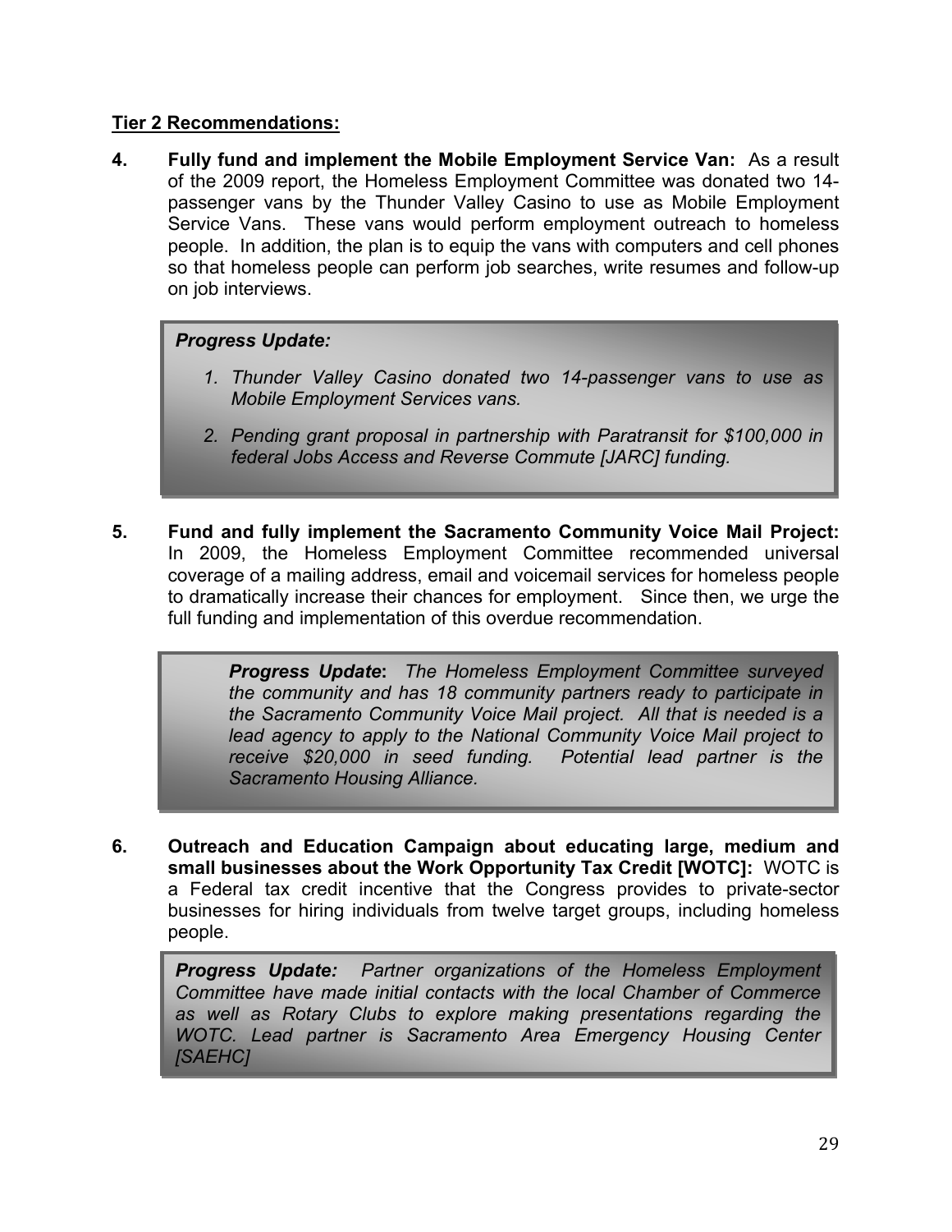**Tier 2 Recommendations:**

4. **Fully fund and implement the Mobile Employment Service Van:** As a result of the 2009 report, the Homeless Employment Committee was donated two 14-passenger vans by the Thunder Valley Casino to use as Mobile Employment Service Vans. These vans would perform employment outreach to homeless people. In addition, the plan is to equip the vans with computers and cell phones so that homeless people can perform job searches, write resumes and follow-up on job interviews.

> ***Progress Update:***
>
> 1. *Thunder Valley Casino donated two 14-passenger vans to use as Mobile Employment Services vans.*
> 2. *Pending grant proposal in partnership with Paratransit for $100,000 in federal Jobs Access and Reverse Commute [JARC] funding.*

5. **Fund and fully implement the Sacramento Community Voice Mail Project:** In 2009, the Homeless Employment Committee recommended universal coverage of a mailing address, email and voicemail services for homeless people to dramatically increase their chances for employment. Since then, we urge the full funding and implementation of this overdue recommendation.

> ***Progress Update*****:** *The Homeless Employment Committee surveyed the community and has 18 community partners ready to participate in the Sacramento Community Voice Mail project. All that is needed is a lead agency to apply to the National Community Voice Mail project to receive $20,000 in seed funding. Potential lead partner is the Sacramento Housing Alliance.*

6. **Outreach and Education Campaign about educating large, medium and small businesses about the Work Opportunity Tax Credit [WOTC]:** WOTC is a Federal tax credit incentive that the Congress provides to private-sector businesses for hiring individuals from twelve target groups, including homeless people.

> ***Progress Update:*** *Partner organizations of the Homeless Employment Committee have made initial contacts with the local Chamber of Commerce as well as Rotary Clubs to explore making presentations regarding the WOTC. Lead partner is Sacramento Area Emergency Housing Center [SAEHC]*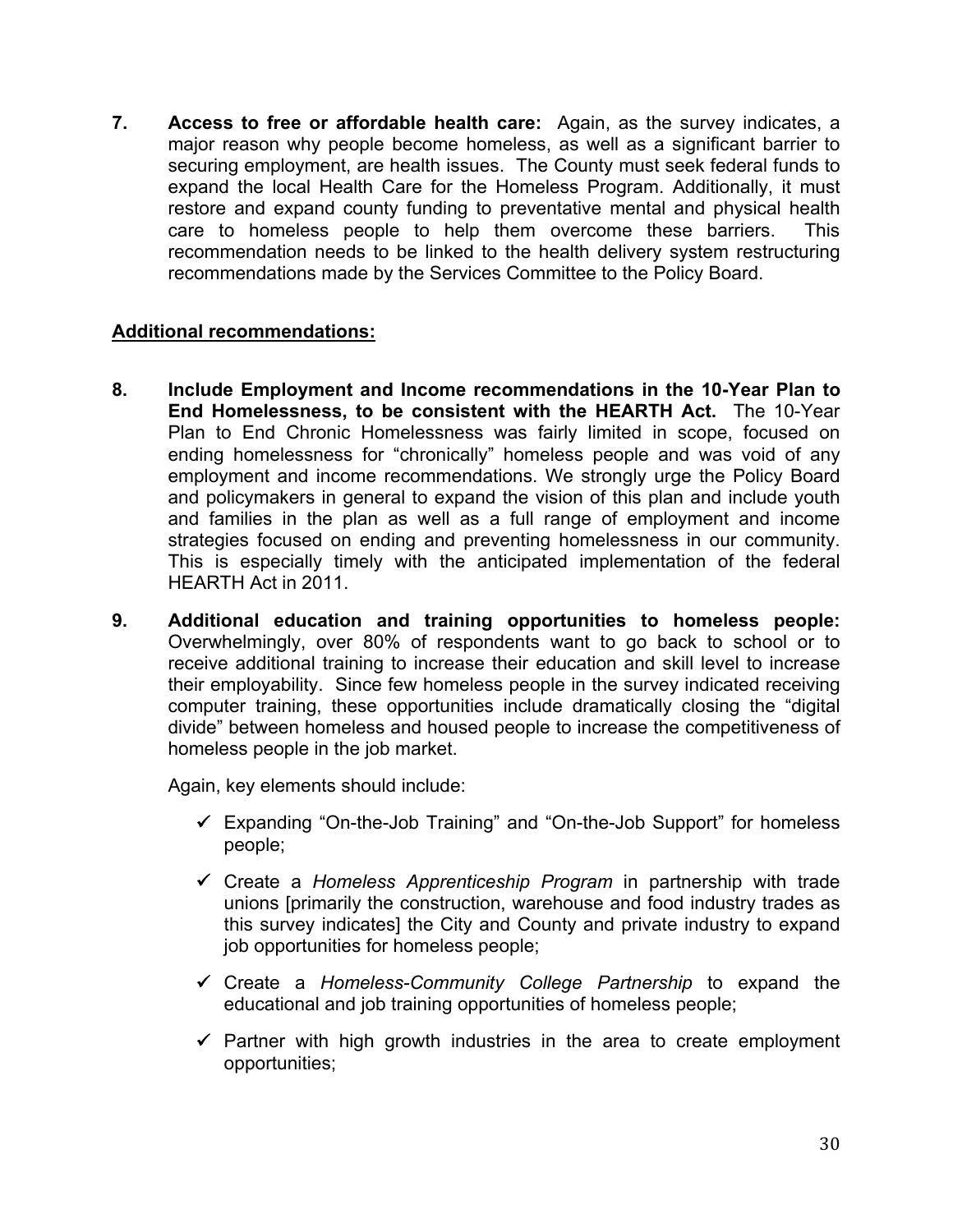**7. Access to free or affordable health care:** Again, as the survey indicates, a major reason why people become homeless, as well as a significant barrier to securing employment, are health issues. The County must seek federal funds to expand the local Health Care for the Homeless Program. Additionally, it must restore and expand county funding to preventative mental and physical health care to homeless people to help them overcome these barriers. This recommendation needs to be linked to the health delivery system restructuring recommendations made by the Services Committee to the Policy Board.

**Additional recommendations:**

**8. Include Employment and Income recommendations in the 10-Year Plan to End Homelessness, to be consistent with the HEARTH Act.** The 10-Year Plan to End Chronic Homelessness was fairly limited in scope, focused on ending homelessness for "chronically" homeless people and was void of any employment and income recommendations. We strongly urge the Policy Board and policymakers in general to expand the vision of this plan and include youth and families in the plan as well as a full range of employment and income strategies focused on ending and preventing homelessness in our community. This is especially timely with the anticipated implementation of the federal HEARTH Act in 2011.

**9. Additional education and training opportunities to homeless people:** Overwhelmingly, over 80% of respondents want to go back to school or to receive additional training to increase their education and skill level to increase their employability. Since few homeless people in the survey indicated receiving computer training, these opportunities include dramatically closing the "digital divide" between homeless and housed people to increase the competitiveness of homeless people in the job market.

Again, key elements should include:

- ✓ Expanding "On-the-Job Training" and "On-the-Job Support" for homeless people;
- ✓ Create a *Homeless Apprenticeship Program* in partnership with trade unions [primarily the construction, warehouse and food industry trades as this survey indicates] the City and County and private industry to expand job opportunities for homeless people;
- ✓ Create a *Homeless-Community College Partnership* to expand the educational and job training opportunities of homeless people;
- ✓ Partner with high growth industries in the area to create employment opportunities;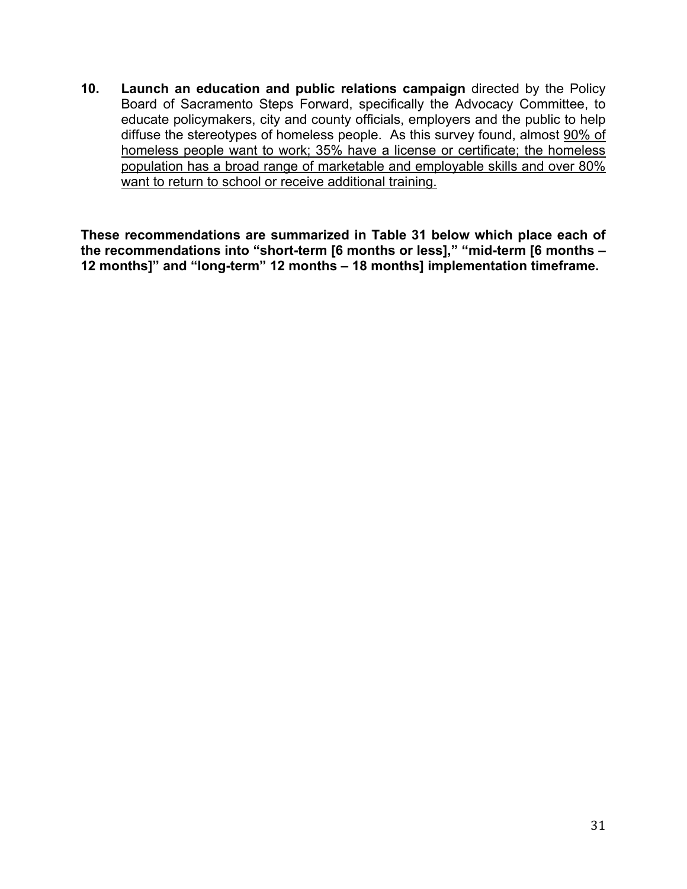10. **Launch an education and public relations campaign** directed by the Policy Board of Sacramento Steps Forward, specifically the Advocacy Committee, to educate policymakers, city and county officials, employers and the public to help diffuse the stereotypes of homeless people. As this survey found, almost <u>90% of homeless people want to work; 35% have a license or certificate; the homeless population has a broad range of marketable and employable skills and over 80% want to return to school or receive additional training.</u>

**These recommendations are summarized in Table 31 below which place each of the recommendations into "short-term [6 months or less]," "mid-term [6 months – 12 months]" and "long-term" 12 months – 18 months] implementation timeframe.**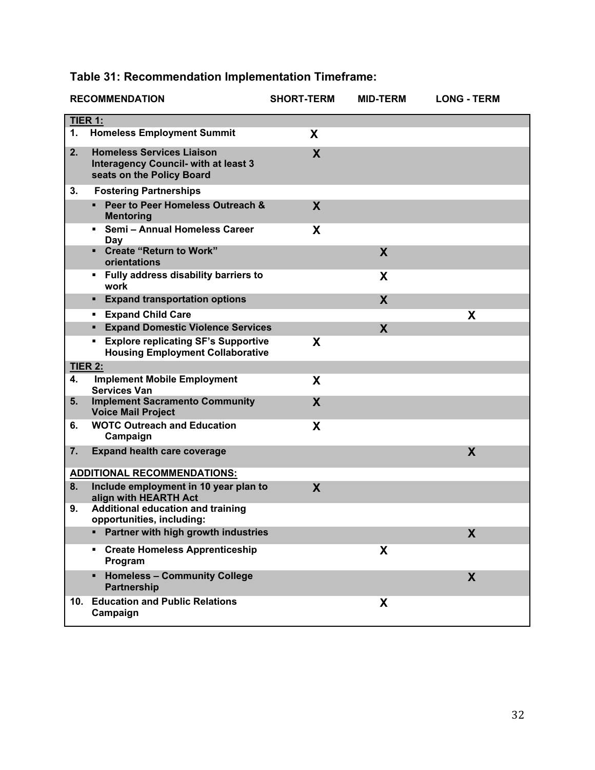## Table 31: Recommendation Implementation Timeframe:

| RECOMMENDATION | SHORT-TERM | MID-TERM | LONG - TERM |
|---|---|---|---|
| **TIER 1:** | | | |
| **1. Homeless Employment Summit** | X | | |
| **2. Homeless Services Liaison Interagency Council- with at least 3 seats on the Policy Board** | X | | |
| **3. Fostering Partnerships** | | | |
| ▪ **Peer to Peer Homeless Outreach & Mentoring** | X | | |
| ▪ **Semi – Annual Homeless Career Day** | X | | |
| ▪ **Create "Return to Work" orientations** | | X | |
| ▪ **Fully address disability barriers to work** | | X | |
| ▪ **Expand transportation options** | | X | |
| ▪ **Expand Child Care** | | | X |
| ▪ **Expand Domestic Violence Services** | | X | |
| ▪ **Explore replicating SF's Supportive Housing Employment Collaborative** | X | | |
| **TIER 2:** | | | |
| **4. Implement Mobile Employment Services Van** | X | | |
| **5. Implement Sacramento Community Voice Mail Project** | X | | |
| **6. WOTC Outreach and Education Campaign** | X | | |
| **7. Expand health care coverage** | | | X |
| **ADDITIONAL RECOMMENDATIONS:** | | | |
| **8. Include employment in 10 year plan to align with HEARTH Act** | X | | |
| **9. Additional education and training opportunities, including:** | | | |
| ▪ **Partner with high growth industries** | | | X |
| ▪ **Create Homeless Apprenticeship Program** | | X | |
| ▪ **Homeless – Community College Partnership** | | | X |
| **10. Education and Public Relations Campaign** | | X | |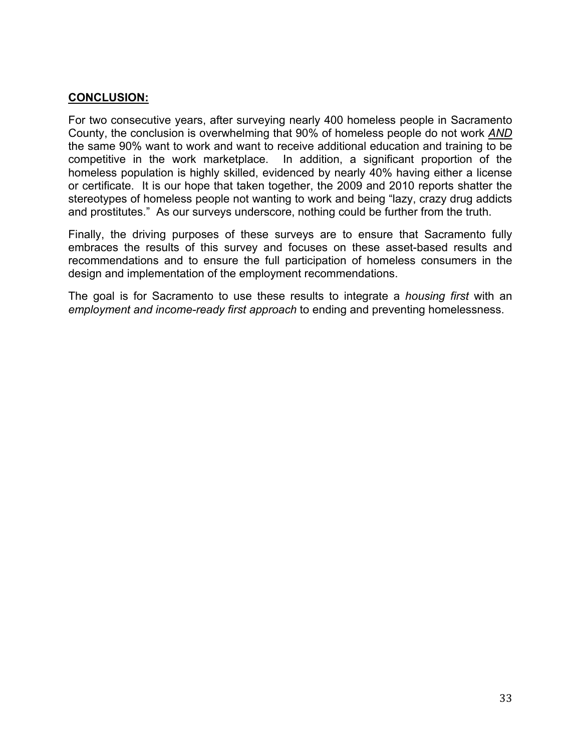## **CONCLUSION:**

For two consecutive years, after surveying nearly 400 homeless people in Sacramento County, the conclusion is overwhelming that 90% of homeless people do not work ***AND*** the same 90% want to work and want to receive additional education and training to be competitive in the work marketplace. In addition, a significant proportion of the homeless population is highly skilled, evidenced by nearly 40% having either a license or certificate. It is our hope that taken together, the 2009 and 2010 reports shatter the stereotypes of homeless people not wanting to work and being "lazy, crazy drug addicts and prostitutes." As our surveys underscore, nothing could be further from the truth.

Finally, the driving purposes of these surveys are to ensure that Sacramento fully embraces the results of this survey and focuses on these asset-based results and recommendations and to ensure the full participation of homeless consumers in the design and implementation of the employment recommendations.

The goal is for Sacramento to use these results to integrate a *housing first* with an *employment and income-ready first approach* to ending and preventing homelessness.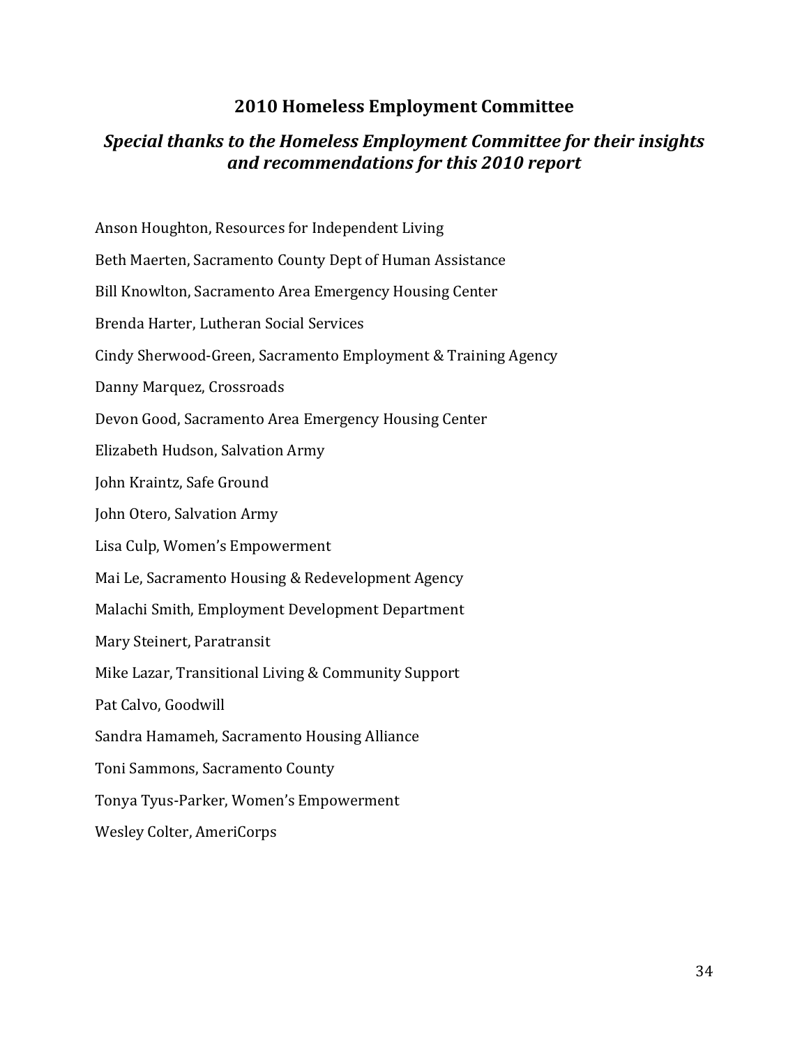## 2010 Homeless Employment Committee

### *Special thanks to the Homeless Employment Committee for their insights and recommendations for this 2010 report*

Anson Houghton, Resources for Independent Living

Beth Maerten, Sacramento County Dept of Human Assistance

Bill Knowlton, Sacramento Area Emergency Housing Center

Brenda Harter, Lutheran Social Services

Cindy Sherwood-Green, Sacramento Employment & Training Agency

Danny Marquez, Crossroads

Devon Good, Sacramento Area Emergency Housing Center

Elizabeth Hudson, Salvation Army

John Kraintz, Safe Ground

John Otero, Salvation Army

Lisa Culp, Women's Empowerment

Mai Le, Sacramento Housing & Redevelopment Agency

Malachi Smith, Employment Development Department

Mary Steinert, Paratransit

Mike Lazar, Transitional Living & Community Support

Pat Calvo, Goodwill

Sandra Hamameh, Sacramento Housing Alliance

Toni Sammons, Sacramento County

Tonya Tyus-Parker, Women's Empowerment

Wesley Colter, AmeriCorps